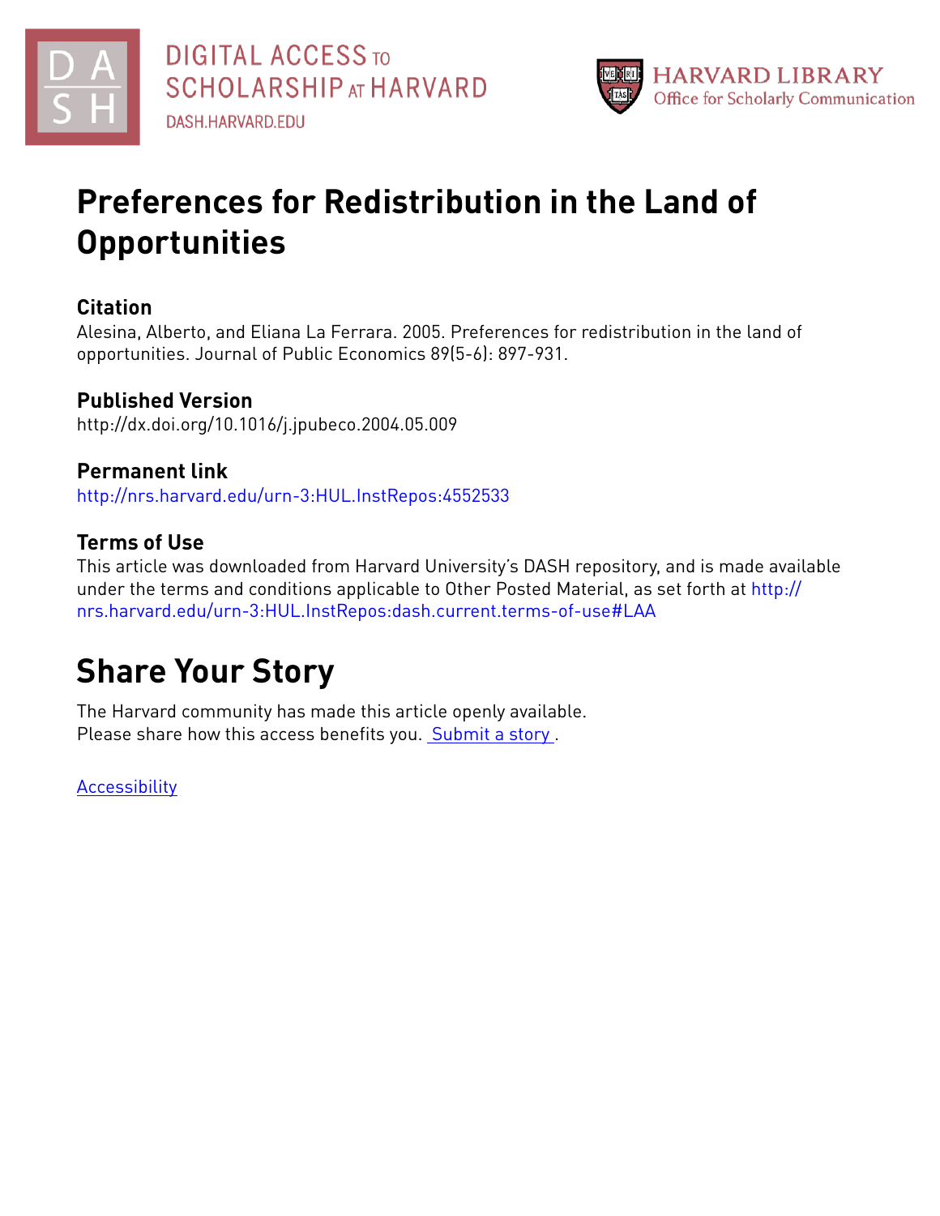# Preferences for Redistribution in the Land of Opportunities

### Citation

Alesina, Alberto, and Eliana La Ferrara. 2005. Preferences for redistribution in the land of opportunities. Journal of Public Economics 89(5-6): 897-931.

### Published Version

http://dx.doi.org/10.1016/j.jpubeco.2004.05.009

### Permanent link

http://nrs.harvard.edu/urn-3:HUL.InstRepos:4552533

### Terms of Use

This article was downloaded from Harvard University's DASH repository, and is made available under the terms and conditions applicable to Other Posted Material, as set forth at http://nrs.harvard.edu/urn-3:HUL.InstRepos:dash.current.terms-of-use#LAA

## Share Your Story

The Harvard community has made this article openly available.
Please share how this access benefits you. Submit a story .

Accessibility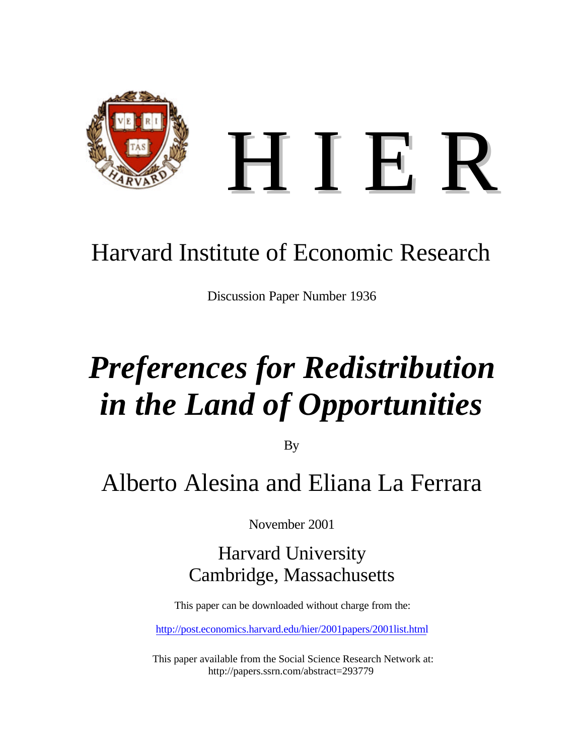# H I E R

## Harvard Institute of Economic Research

Discussion Paper Number 1936

# *Preferences for Redistribution in the Land of Opportunities*

By

## Alberto Alesina and Eliana La Ferrara

November 2001

Harvard University
Cambridge, Massachusetts

This paper can be downloaded without charge from the:

http://post.economics.harvard.edu/hier/2001papers/2001list.html

This paper available from the Social Science Research Network at:
http://papers.ssrn.com/abstract=293779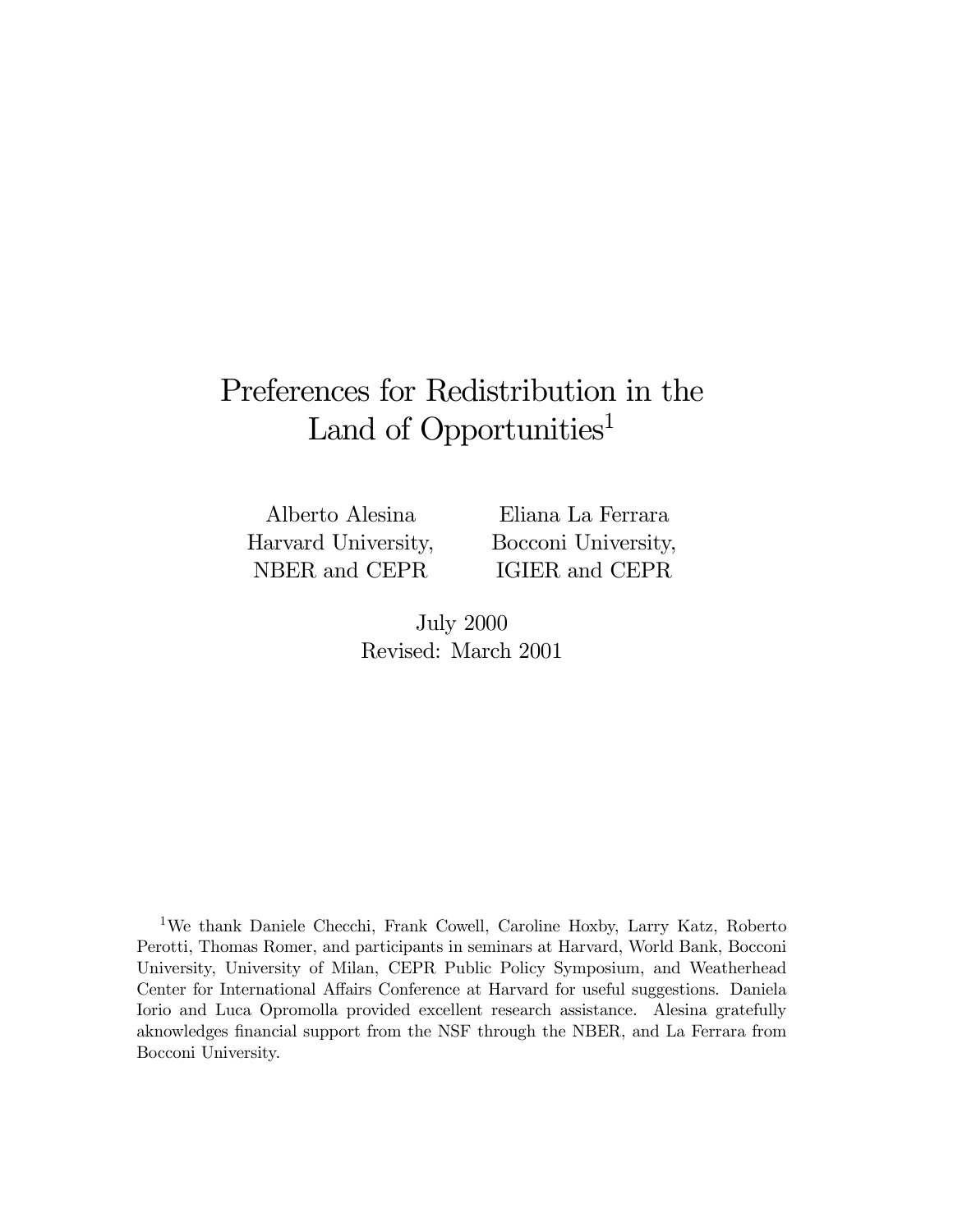# Preferences for Redistribution in the Land of Opportunities[1]

Alberto Alesina
Harvard University,
NBER and CEPR

Eliana La Ferrara
Bocconi University,
IGIER and CEPR

July 2000
Revised: March 2001

[1]We thank Daniele Checchi, Frank Cowell, Caroline Hoxby, Larry Katz, Roberto Perotti, Thomas Romer, and participants in seminars at Harvard, World Bank, Bocconi University, University of Milan, CEPR Public Policy Symposium, and Weatherhead Center for International Affairs Conference at Harvard for useful suggestions. Daniela Iorio and Luca Opromolla provided excellent research assistance. Alesina gratefully aknowledges financial support from the NSF through the NBER, and La Ferrara from Bocconi University.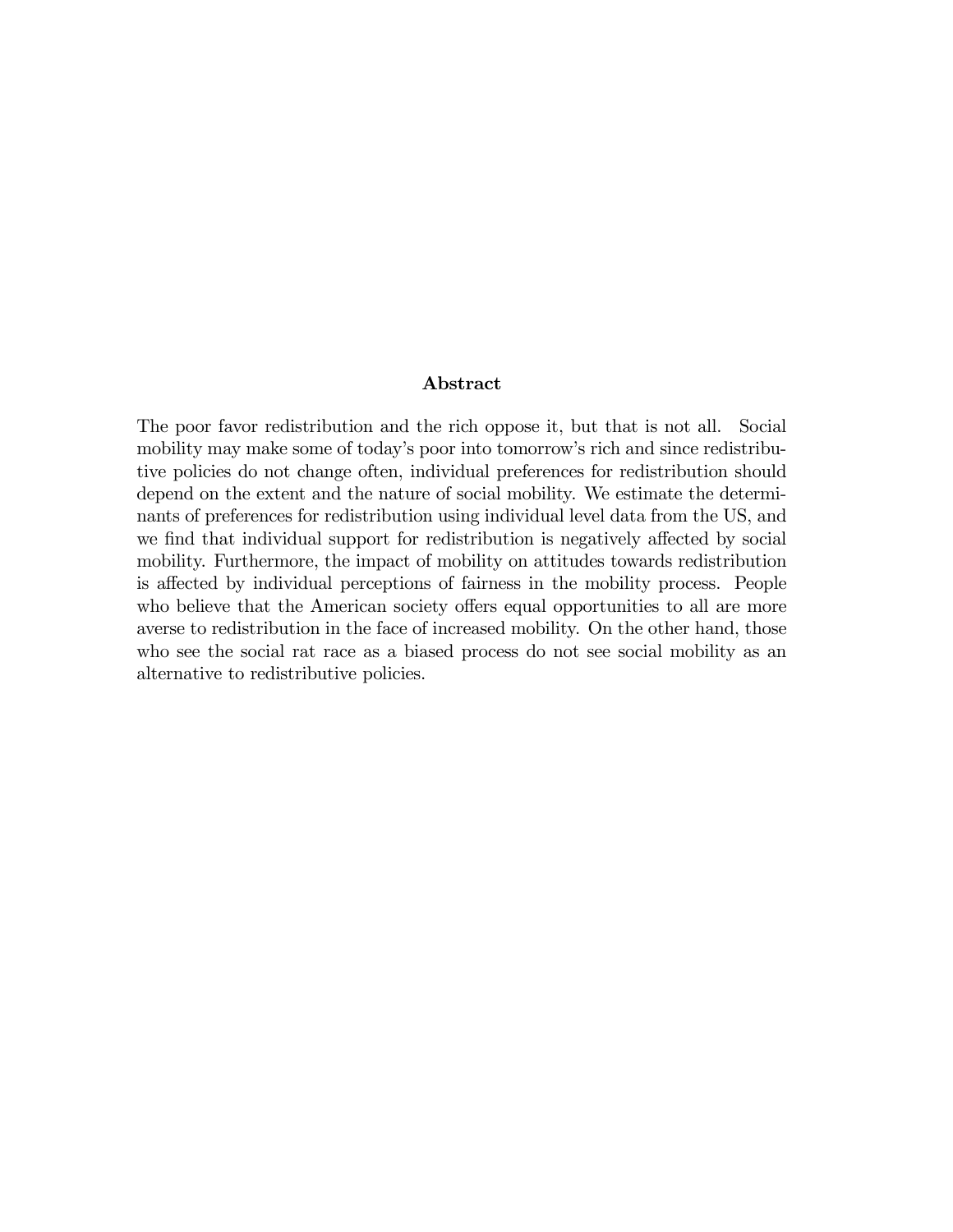## Abstract

The poor favor redistribution and the rich oppose it, but that is not all. Social mobility may make some of today's poor into tomorrow's rich and since redistributive policies do not change often, individual preferences for redistribution should depend on the extent and the nature of social mobility. We estimate the determinants of preferences for redistribution using individual level data from the US, and we find that individual support for redistribution is negatively affected by social mobility. Furthermore, the impact of mobility on attitudes towards redistribution is affected by individual perceptions of fairness in the mobility process. People who believe that the American society offers equal opportunities to all are more averse to redistribution in the face of increased mobility. On the other hand, those who see the social rat race as a biased process do not see social mobility as an alternative to redistributive policies.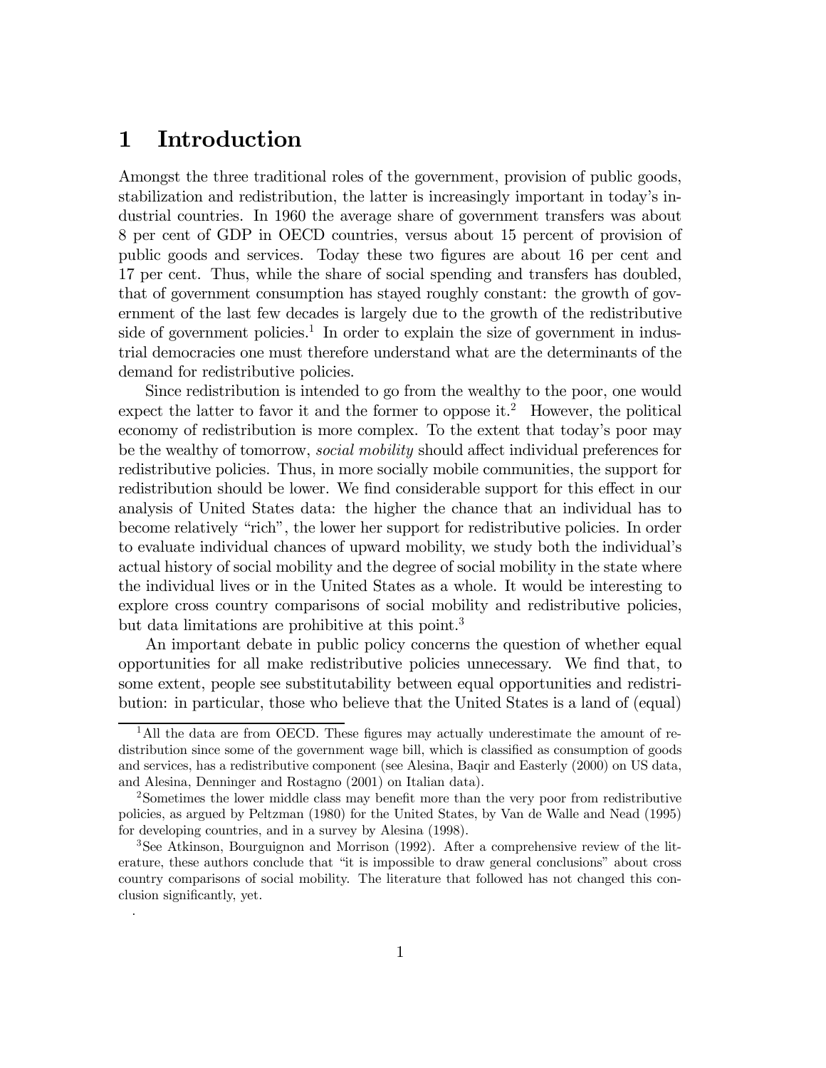# 1 Introduction

Amongst the three traditional roles of the government, provision of public goods, stabilization and redistribution, the latter is increasingly important in today's industrial countries. In 1960 the average share of government transfers was about 8 per cent of GDP in OECD countries, versus about 15 percent of provision of public goods and services. Today these two figures are about 16 per cent and 17 per cent. Thus, while the share of social spending and transfers has doubled, that of government consumption has stayed roughly constant: the growth of government of the last few decades is largely due to the growth of the redistributive side of government policies.[1] In order to explain the size of government in industrial democracies one must therefore understand what are the determinants of the demand for redistributive policies.

Since redistribution is intended to go from the wealthy to the poor, one would expect the latter to favor it and the former to oppose it.[2] However, the political economy of redistribution is more complex. To the extent that today's poor may be the wealthy of tomorrow, *social mobility* should affect individual preferences for redistributive policies. Thus, in more socially mobile communities, the support for redistribution should be lower. We find considerable support for this effect in our analysis of United States data: the higher the chance that an individual has to become relatively "rich", the lower her support for redistributive policies. In order to evaluate individual chances of upward mobility, we study both the individual's actual history of social mobility and the degree of social mobility in the state where the individual lives or in the United States as a whole. It would be interesting to explore cross country comparisons of social mobility and redistributive policies, but data limitations are prohibitive at this point.[3]

An important debate in public policy concerns the question of whether equal opportunities for all make redistributive policies unnecessary. We find that, to some extent, people see substitutability between equal opportunities and redistribution: in particular, those who believe that the United States is a land of (equal)

[1] All the data are from OECD. These figures may actually underestimate the amount of redistribution since some of the government wage bill, which is classified as consumption of goods and services, has a redistributive component (see Alesina, Baqir and Easterly (2000) on US data, and Alesina, Denninger and Rostagno (2001) on Italian data).

[2] Sometimes the lower middle class may benefit more than the very poor from redistributive policies, as argued by Peltzman (1980) for the United States, by Van de Walle and Nead (1995) for developing countries, and in a survey by Alesina (1998).

[3] See Atkinson, Bourguignon and Morrison (1992). After a comprehensive review of the literature, these authors conclude that "it is impossible to draw general conclusions" about cross country comparisons of social mobility. The literature that followed has not changed this conclusion significantly, yet.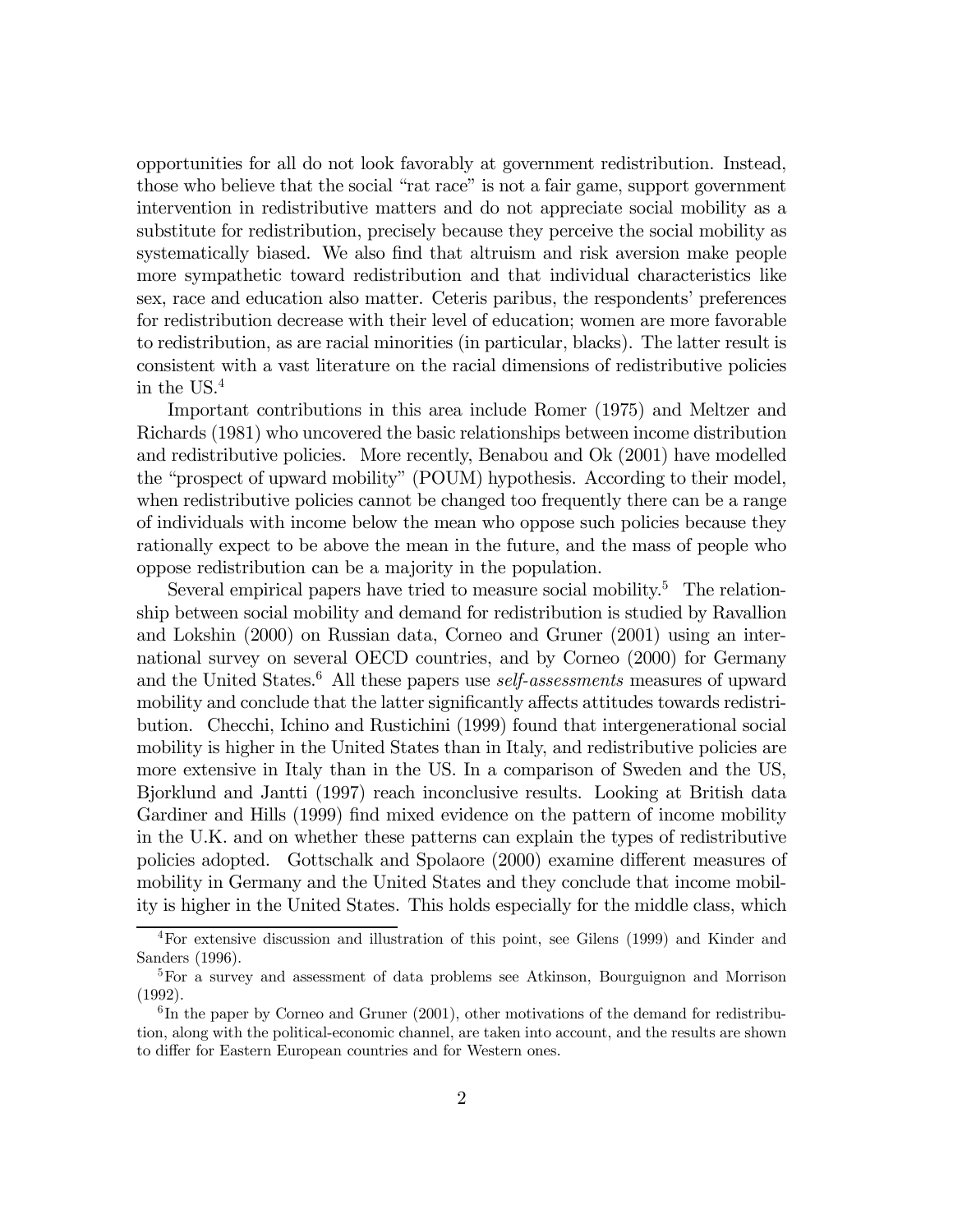opportunities for all do not look favorably at government redistribution. Instead, those who believe that the social "rat race" is not a fair game, support government intervention in redistributive matters and do not appreciate social mobility as a substitute for redistribution, precisely because they perceive the social mobility as systematically biased. We also find that altruism and risk aversion make people more sympathetic toward redistribution and that individual characteristics like sex, race and education also matter. Ceteris paribus, the respondents' preferences for redistribution decrease with their level of education; women are more favorable to redistribution, as are racial minorities (in particular, blacks). The latter result is consistent with a vast literature on the racial dimensions of redistributive policies in the US.[4]

Important contributions in this area include Romer (1975) and Meltzer and Richards (1981) who uncovered the basic relationships between income distribution and redistributive policies. More recently, Benabou and Ok (2001) have modelled the "prospect of upward mobility" (POUM) hypothesis. According to their model, when redistributive policies cannot be changed too frequently there can be a range of individuals with income below the mean who oppose such policies because they rationally expect to be above the mean in the future, and the mass of people who oppose redistribution can be a majority in the population.

Several empirical papers have tried to measure social mobility.[5] The relationship between social mobility and demand for redistribution is studied by Ravallion and Lokshin (2000) on Russian data, Corneo and Gruner (2001) using an international survey on several OECD countries, and by Corneo (2000) for Germany and the United States.[6] All these papers use *self-assessments* measures of upward mobility and conclude that the latter significantly affects attitudes towards redistribution. Checchi, Ichino and Rustichini (1999) found that intergenerational social mobility is higher in the United States than in Italy, and redistributive policies are more extensive in Italy than in the US. In a comparison of Sweden and the US, Bjorklund and Jantti (1997) reach inconclusive results. Looking at British data Gardiner and Hills (1999) find mixed evidence on the pattern of income mobility in the U.K. and on whether these patterns can explain the types of redistributive policies adopted. Gottschalk and Spolaore (2000) examine different measures of mobility in Germany and the United States and they conclude that income mobility is higher in the United States. This holds especially for the middle class, which

[4]For extensive discussion and illustration of this point, see Gilens (1999) and Kinder and Sanders (1996).

[5]For a survey and assessment of data problems see Atkinson, Bourguignon and Morrison (1992).

[6]In the paper by Corneo and Gruner (2001), other motivations of the demand for redistribution, along with the political-economic channel, are taken into account, and the results are shown to differ for Eastern European countries and for Western ones.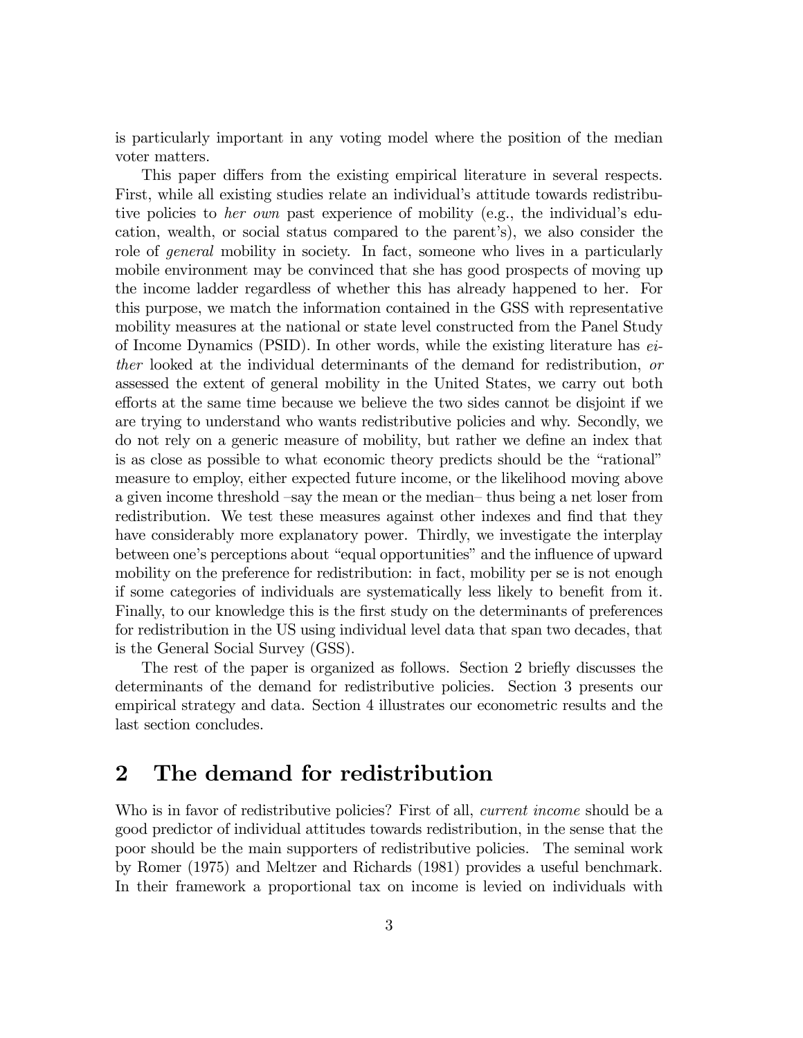is particularly important in any voting model where the position of the median voter matters.

This paper differs from the existing empirical literature in several respects. First, while all existing studies relate an individual's attitude towards redistributive policies to *her own* past experience of mobility (e.g., the individual's education, wealth, or social status compared to the parent's), we also consider the role of *general* mobility in society. In fact, someone who lives in a particularly mobile environment may be convinced that she has good prospects of moving up the income ladder regardless of whether this has already happened to her. For this purpose, we match the information contained in the GSS with representative mobility measures at the national or state level constructed from the Panel Study of Income Dynamics (PSID). In other words, while the existing literature has *either* looked at the individual determinants of the demand for redistribution, *or* assessed the extent of general mobility in the United States, we carry out both efforts at the same time because we believe the two sides cannot be disjoint if we are trying to understand who wants redistributive policies and why. Secondly, we do not rely on a generic measure of mobility, but rather we define an index that is as close as possible to what economic theory predicts should be the "rational" measure to employ, either expected future income, or the likelihood moving above a given income threshold –say the mean or the median– thus being a net loser from redistribution. We test these measures against other indexes and find that they have considerably more explanatory power. Thirdly, we investigate the interplay between one's perceptions about "equal opportunities" and the influence of upward mobility on the preference for redistribution: in fact, mobility per se is not enough if some categories of individuals are systematically less likely to benefit from it. Finally, to our knowledge this is the first study on the determinants of preferences for redistribution in the US using individual level data that span two decades, that is the General Social Survey (GSS).

The rest of the paper is organized as follows. Section 2 briefly discusses the determinants of the demand for redistributive policies. Section 3 presents our empirical strategy and data. Section 4 illustrates our econometric results and the last section concludes.

## 2 The demand for redistribution

Who is in favor of redistributive policies? First of all, *current income* should be a good predictor of individual attitudes towards redistribution, in the sense that the poor should be the main supporters of redistributive policies. The seminal work by Romer (1975) and Meltzer and Richards (1981) provides a useful benchmark. In their framework a proportional tax on income is levied on individuals with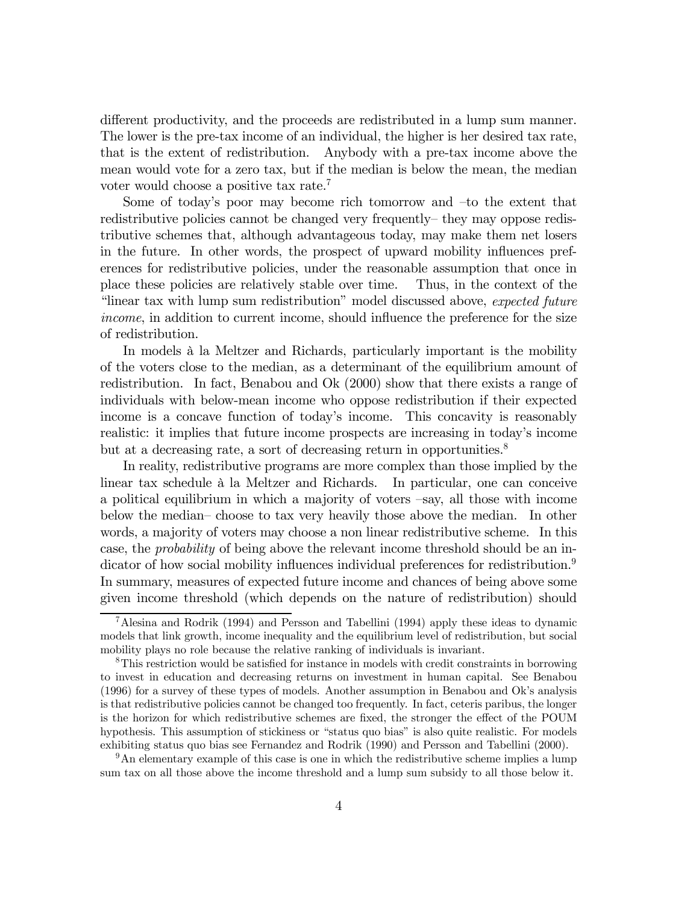different productivity, and the proceeds are redistributed in a lump sum manner. The lower is the pre-tax income of an individual, the higher is her desired tax rate, that is the extent of redistribution. Anybody with a pre-tax income above the mean would vote for a zero tax, but if the median is below the mean, the median voter would choose a positive tax rate.[7]

Some of today's poor may become rich tomorrow and –to the extent that redistributive policies cannot be changed very frequently– they may oppose redistributive schemes that, although advantageous today, may make them net losers in the future. In other words, the prospect of upward mobility influences preferences for redistributive policies, under the reasonable assumption that once in place these policies are relatively stable over time. Thus, in the context of the "linear tax with lump sum redistribution" model discussed above, *expected future income*, in addition to current income, should influence the preference for the size of redistribution.

In models à la Meltzer and Richards, particularly important is the mobility of the voters close to the median, as a determinant of the equilibrium amount of redistribution. In fact, Benabou and Ok (2000) show that there exists a range of individuals with below-mean income who oppose redistribution if their expected income is a concave function of today's income. This concavity is reasonably realistic: it implies that future income prospects are increasing in today's income but at a decreasing rate, a sort of decreasing return in opportunities.[8]

In reality, redistributive programs are more complex than those implied by the linear tax schedule à la Meltzer and Richards. In particular, one can conceive a political equilibrium in which a majority of voters –say, all those with income below the median– choose to tax very heavily those above the median. In other words, a majority of voters may choose a non linear redistributive scheme. In this case, the *probability* of being above the relevant income threshold should be an indicator of how social mobility influences individual preferences for redistribution.[9] In summary, measures of expected future income and chances of being above some given income threshold (which depends on the nature of redistribution) should

[7]Alesina and Rodrik (1994) and Persson and Tabellini (1994) apply these ideas to dynamic models that link growth, income inequality and the equilibrium level of redistribution, but social mobility plays no role because the relative ranking of individuals is invariant.

[8]This restriction would be satisfied for instance in models with credit constraints in borrowing to invest in education and decreasing returns on investment in human capital. See Benabou (1996) for a survey of these types of models. Another assumption in Benabou and Ok's analysis is that redistributive policies cannot be changed too frequently. In fact, ceteris paribus, the longer is the horizon for which redistributive schemes are fixed, the stronger the effect of the POUM hypothesis. This assumption of stickiness or "status quo bias" is also quite realistic. For models exhibiting status quo bias see Fernandez and Rodrik (1990) and Persson and Tabellini (2000).

[9]An elementary example of this case is one in which the redistributive scheme implies a lump sum tax on all those above the income threshold and a lump sum subsidy to all those below it.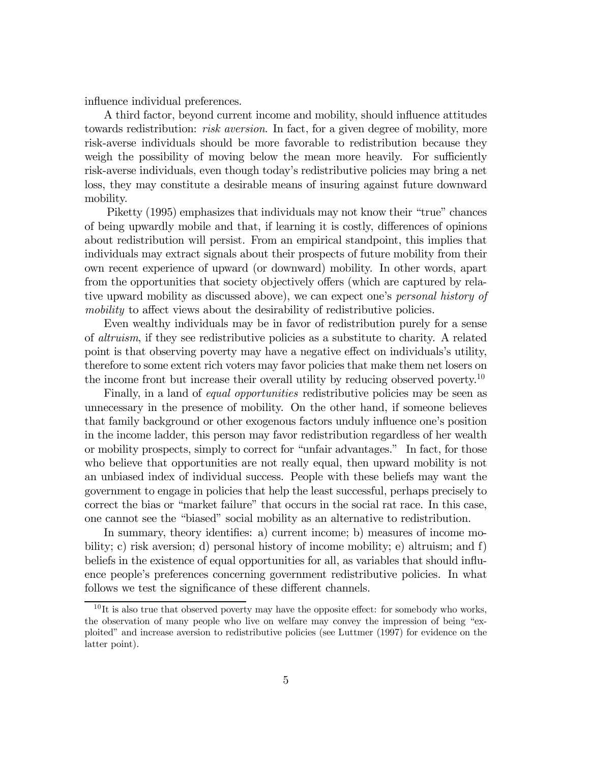influence individual preferences.

A third factor, beyond current income and mobility, should influence attitudes towards redistribution: *risk aversion*. In fact, for a given degree of mobility, more risk-averse individuals should be more favorable to redistribution because they weigh the possibility of moving below the mean more heavily. For sufficiently risk-averse individuals, even though today's redistributive policies may bring a net loss, they may constitute a desirable means of insuring against future downward mobility.

Piketty (1995) emphasizes that individuals may not know their "true" chances of being upwardly mobile and that, if learning it is costly, differences of opinions about redistribution will persist. From an empirical standpoint, this implies that individuals may extract signals about their prospects of future mobility from their own recent experience of upward (or downward) mobility. In other words, apart from the opportunities that society objectively offers (which are captured by relative upward mobility as discussed above), we can expect one's *personal history of mobility* to affect views about the desirability of redistributive policies.

Even wealthy individuals may be in favor of redistribution purely for a sense of *altruism*, if they see redistributive policies as a substitute to charity. A related point is that observing poverty may have a negative effect on individuals's utility, therefore to some extent rich voters may favor policies that make them net losers on the income front but increase their overall utility by reducing observed poverty.[10]

Finally, in a land of *equal opportunities* redistributive policies may be seen as unnecessary in the presence of mobility. On the other hand, if someone believes that family background or other exogenous factors unduly influence one's position in the income ladder, this person may favor redistribution regardless of her wealth or mobility prospects, simply to correct for "unfair advantages." In fact, for those who believe that opportunities are not really equal, then upward mobility is not an unbiased index of individual success. People with these beliefs may want the government to engage in policies that help the least successful, perhaps precisely to correct the bias or "market failure" that occurs in the social rat race. In this case, one cannot see the "biased" social mobility as an alternative to redistribution.

In summary, theory identifies: a) current income; b) measures of income mobility; c) risk aversion; d) personal history of income mobility; e) altruism; and f) beliefs in the existence of equal opportunities for all, as variables that should influence people's preferences concerning government redistributive policies. In what follows we test the significance of these different channels.

[10] It is also true that observed poverty may have the opposite effect: for somebody who works, the observation of many people who live on welfare may convey the impression of being "exploited" and increase aversion to redistributive policies (see Luttmer (1997) for evidence on the latter point).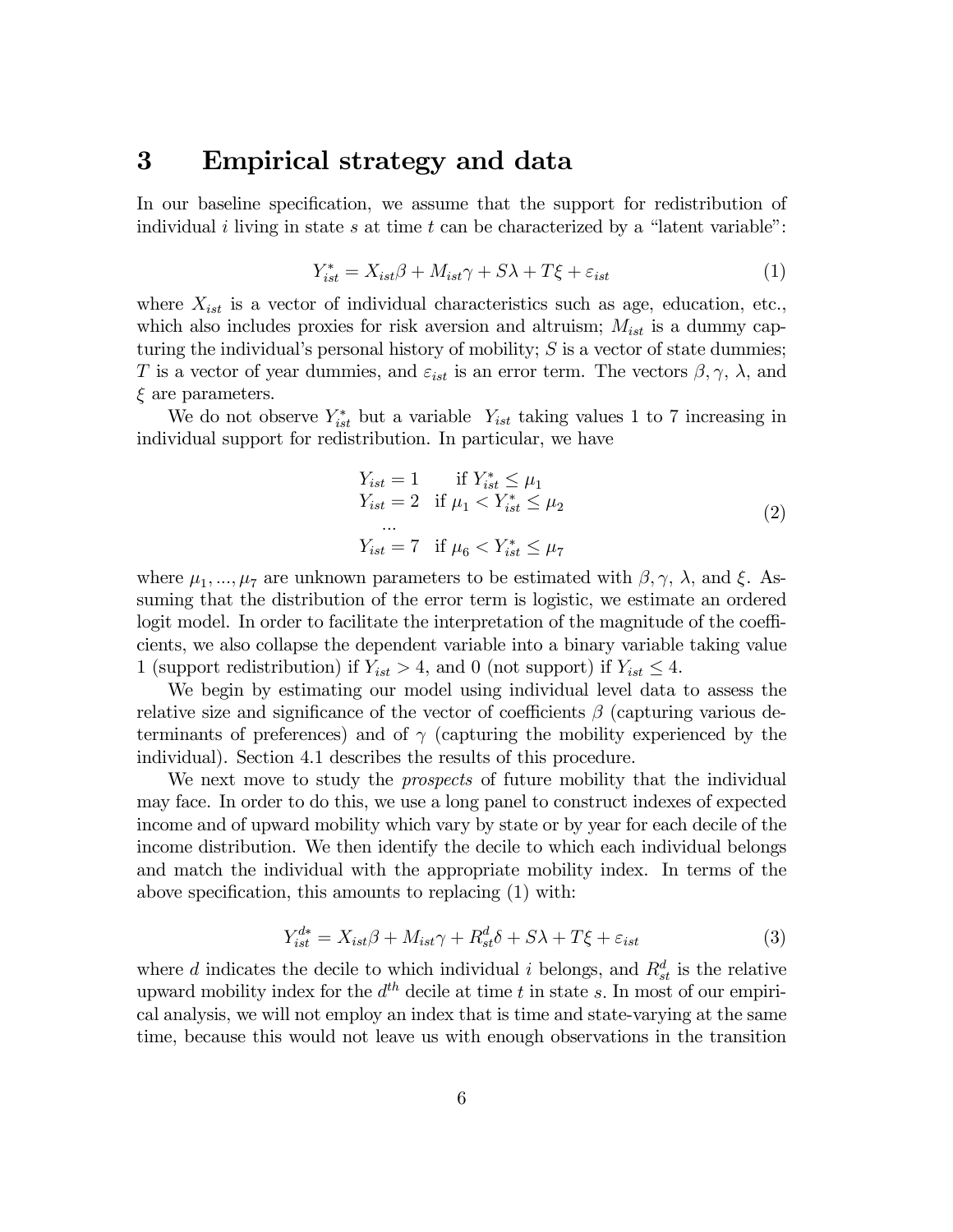## 3 Empirical strategy and data

In our baseline specification, we assume that the support for redistribution of individual $i$ living in state $s$ at time $t$ can be characterized by a "latent variable":

$$Y_{ist}^{*} = X_{ist}\beta + M_{ist}\gamma + S\lambda + T\xi + \varepsilon_{ist} \tag{1}$$

where $X_{ist}$ is a vector of individual characteristics such as age, education, etc., which also includes proxies for risk aversion and altruism; $M_{ist}$ is a dummy capturing the individual's personal history of mobility; $S$ is a vector of state dummies; $T$ is a vector of year dummies, and $\varepsilon_{ist}$ is an error term. The vectors $\beta, \gamma$, $\lambda$, and $\xi$ are parameters.

We do not observe $Y_{ist}^{*}$ but a variable $Y_{ist}$ taking values 1 to 7 increasing in individual support for redistribution. In particular, we have

$$\begin{array}{ll} Y_{ist} = 1 & \text{if } Y_{ist}^{*} \leq \mu_1 \\ Y_{ist} = 2 & \text{if } \mu_1 < Y_{ist}^{*} \leq \mu_2 \\ \quad ... & \\ Y_{ist} = 7 & \text{if } \mu_6 < Y_{ist}^{*} \leq \mu_7 \end{array} \tag{2}$$

where $\mu_1, ..., \mu_7$ are unknown parameters to be estimated with $\beta, \gamma$, $\lambda$, and $\xi$. Assuming that the distribution of the error term is logistic, we estimate an ordered logit model. In order to facilitate the interpretation of the magnitude of the coefficients, we also collapse the dependent variable into a binary variable taking value 1 (support redistribution) if $Y_{ist} > 4$, and 0 (not support) if $Y_{ist} \leq 4$.

We begin by estimating our model using individual level data to assess the relative size and significance of the vector of coefficients $\beta$ (capturing various determinants of preferences) and of $\gamma$ (capturing the mobility experienced by the individual). Section 4.1 describes the results of this procedure.

We next move to study the *prospects* of future mobility that the individual may face. In order to do this, we use a long panel to construct indexes of expected income and of upward mobility which vary by state or by year for each decile of the income distribution. We then identify the decile to which each individual belongs and match the individual with the appropriate mobility index. In terms of the above specification, this amounts to replacing (1) with:

$$Y_{ist}^{d*} = X_{ist}\beta + M_{ist}\gamma + R_{st}^{d}\delta + S\lambda + T\xi + \varepsilon_{ist} \tag{3}$$

where $d$ indicates the decile to which individual $i$ belongs, and $R_{st}^{d}$ is the relative upward mobility index for the $d^{th}$ decile at time $t$ in state $s$. In most of our empirical analysis, we will not employ an index that is time and state-varying at the same time, because this would not leave us with enough observations in the transition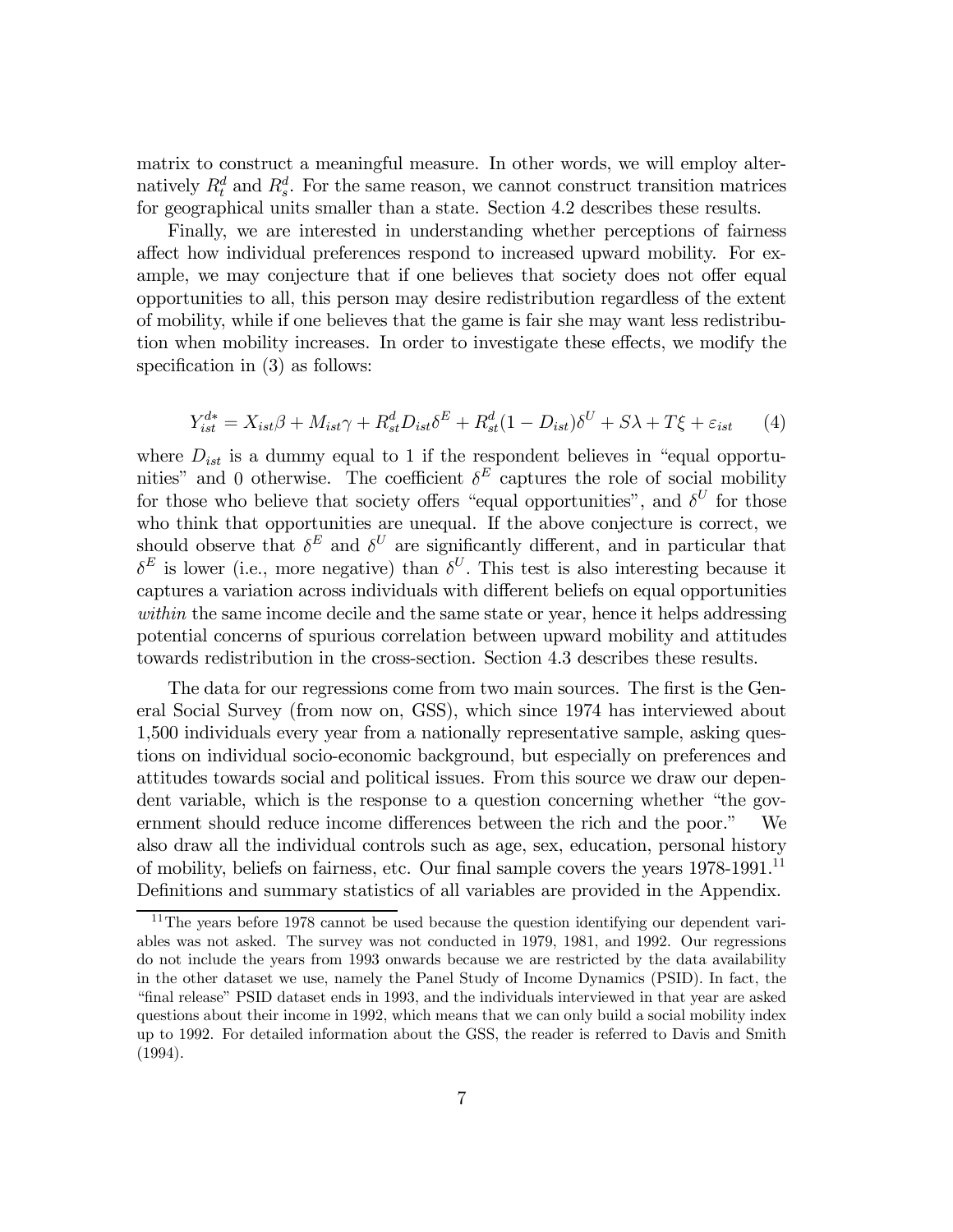matrix to construct a meaningful measure. In other words, we will employ alternatively $R_t^d$ and $R_s^d$. For the same reason, we cannot construct transition matrices for geographical units smaller than a state. Section 4.2 describes these results.

Finally, we are interested in understanding whether perceptions of fairness affect how individual preferences respond to increased upward mobility. For example, we may conjecture that if one believes that society does not offer equal opportunities to all, this person may desire redistribution regardless of the extent of mobility, while if one believes that the game is fair she may want less redistribution when mobility increases. In order to investigate these effects, we modify the specification in (3) as follows:

$$Y_{ist}^{d*} = X_{ist}\beta + M_{ist}\gamma + R_{st}^d D_{ist}\delta^E + R_{st}^d(1 - D_{ist})\delta^U + S\lambda + T\xi + \varepsilon_{ist} \qquad (4)$$

where $D_{ist}$ is a dummy equal to 1 if the respondent believes in "equal opportunities" and 0 otherwise. The coefficient $\delta^E$ captures the role of social mobility for those who believe that society offers "equal opportunities", and $\delta^U$ for those who think that opportunities are unequal. If the above conjecture is correct, we should observe that $\delta^E$ and $\delta^U$ are significantly different, and in particular that $\delta^E$ is lower (i.e., more negative) than $\delta^U$. This test is also interesting because it captures a variation across individuals with different beliefs on equal opportunities *within* the same income decile and the same state or year, hence it helps addressing potential concerns of spurious correlation between upward mobility and attitudes towards redistribution in the cross-section. Section 4.3 describes these results.

The data for our regressions come from two main sources. The first is the General Social Survey (from now on, GSS), which since 1974 has interviewed about 1,500 individuals every year from a nationally representative sample, asking questions on individual socio-economic background, but especially on preferences and attitudes towards social and political issues. From this source we draw our dependent variable, which is the response to a question concerning whether "the government should reduce income differences between the rich and the poor." We also draw all the individual controls such as age, sex, education, personal history of mobility, beliefs on fairness, etc. Our final sample covers the years 1978-1991.[11] Definitions and summary statistics of all variables are provided in the Appendix.

[11] The years before 1978 cannot be used because the question identifying our dependent variables was not asked. The survey was not conducted in 1979, 1981, and 1992. Our regressions do not include the years from 1993 onwards because we are restricted by the data availability in the other dataset we use, namely the Panel Study of Income Dynamics (PSID). In fact, the "final release" PSID dataset ends in 1993, and the individuals interviewed in that year are asked questions about their income in 1992, which means that we can only build a social mobility index up to 1992. For detailed information about the GSS, the reader is referred to Davis and Smith (1994).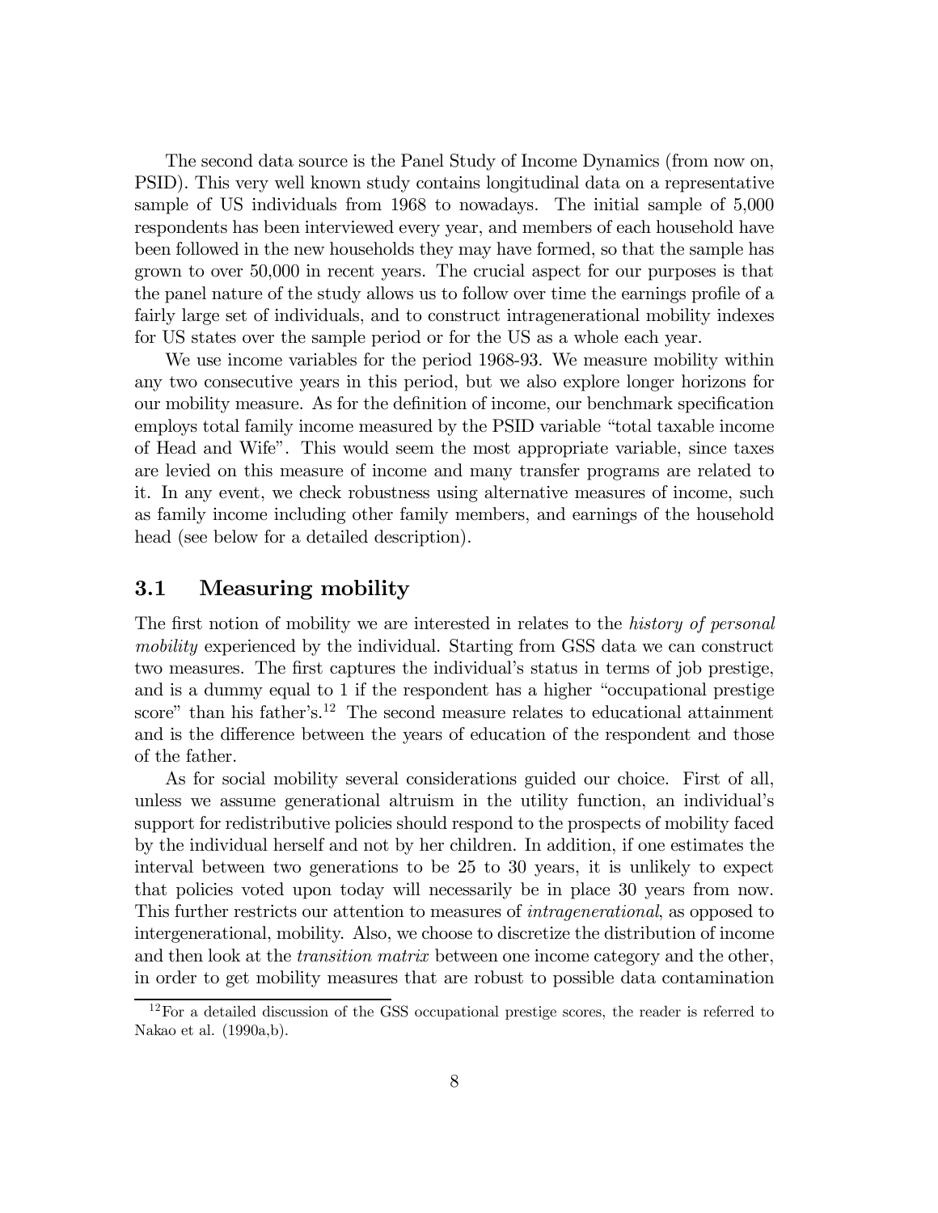The second data source is the Panel Study of Income Dynamics (from now on, PSID). This very well known study contains longitudinal data on a representative sample of US individuals from 1968 to nowadays. The initial sample of 5,000 respondents has been interviewed every year, and members of each household have been followed in the new households they may have formed, so that the sample has grown to over 50,000 in recent years. The crucial aspect for our purposes is that the panel nature of the study allows us to follow over time the earnings profile of a fairly large set of individuals, and to construct intragenerational mobility indexes for US states over the sample period or for the US as a whole each year.

We use income variables for the period 1968-93. We measure mobility within any two consecutive years in this period, but we also explore longer horizons for our mobility measure. As for the definition of income, our benchmark specification employs total family income measured by the PSID variable "total taxable income of Head and Wife". This would seem the most appropriate variable, since taxes are levied on this measure of income and many transfer programs are related to it. In any event, we check robustness using alternative measures of income, such as family income including other family members, and earnings of the household head (see below for a detailed description).

## 3.1 Measuring mobility

The first notion of mobility we are interested in relates to the *history of personal mobility* experienced by the individual. Starting from GSS data we can construct two measures. The first captures the individual's status in terms of job prestige, and is a dummy equal to 1 if the respondent has a higher "occupational prestige score" than his father's.[12] The second measure relates to educational attainment and is the difference between the years of education of the respondent and those of the father.

As for social mobility several considerations guided our choice. First of all, unless we assume generational altruism in the utility function, an individual's support for redistributive policies should respond to the prospects of mobility faced by the individual herself and not by her children. In addition, if one estimates the interval between two generations to be 25 to 30 years, it is unlikely to expect that policies voted upon today will necessarily be in place 30 years from now. This further restricts our attention to measures of *intragenerational*, as opposed to intergenerational, mobility. Also, we choose to discretize the distribution of income and then look at the *transition matrix* between one income category and the other, in order to get mobility measures that are robust to possible data contamination

[12] For a detailed discussion of the GSS occupational prestige scores, the reader is referred to Nakao et al. (1990a,b).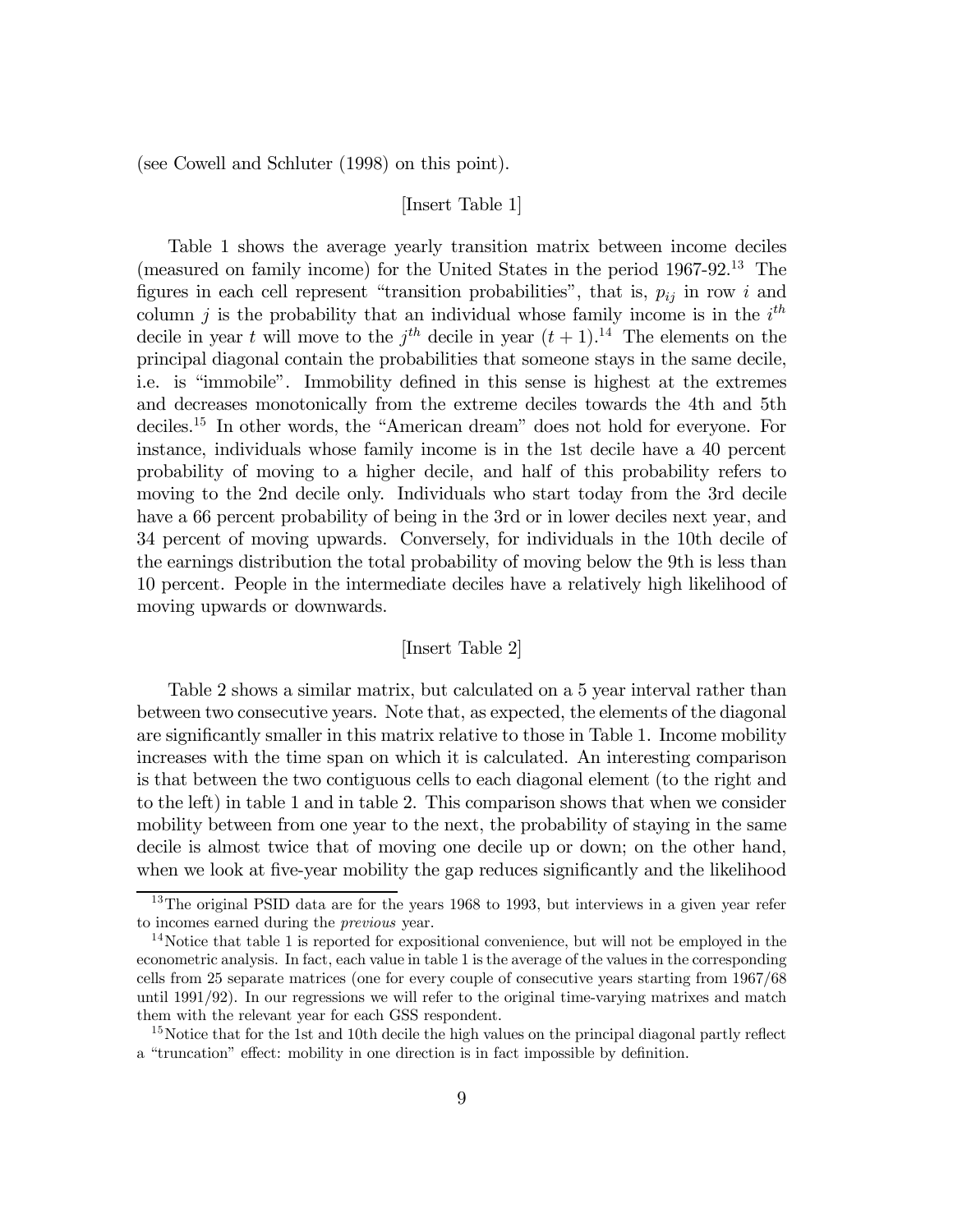(see Cowell and Schluter (1998) on this point).

[Insert Table 1]

Table 1 shows the average yearly transition matrix between income deciles (measured on family income) for the United States in the period 1967-92.[13] The figures in each cell represent "transition probabilities", that is, $p_{ij}$ in row $i$ and column $j$ is the probability that an individual whose family income is in the $i^{th}$ decile in year $t$ will move to the $j^{th}$ decile in year $(t+1)$.[14] The elements on the principal diagonal contain the probabilities that someone stays in the same decile, i.e. is "immobile". Immobility defined in this sense is highest at the extremes and decreases monotonically from the extreme deciles towards the 4th and 5th deciles.[15] In other words, the "American dream" does not hold for everyone. For instance, individuals whose family income is in the 1st decile have a 40 percent probability of moving to a higher decile, and half of this probability refers to moving to the 2nd decile only. Individuals who start today from the 3rd decile have a 66 percent probability of being in the 3rd or in lower deciles next year, and 34 percent of moving upwards. Conversely, for individuals in the 10th decile of the earnings distribution the total probability of moving below the 9th is less than 10 percent. People in the intermediate deciles have a relatively high likelihood of moving upwards or downwards.

[Insert Table 2]

Table 2 shows a similar matrix, but calculated on a 5 year interval rather than between two consecutive years. Note that, as expected, the elements of the diagonal are significantly smaller in this matrix relative to those in Table 1. Income mobility increases with the time span on which it is calculated. An interesting comparison is that between the two contiguous cells to each diagonal element (to the right and to the left) in table 1 and in table 2. This comparison shows that when we consider mobility between from one year to the next, the probability of staying in the same decile is almost twice that of moving one decile up or down; on the other hand, when we look at five-year mobility the gap reduces significantly and the likelihood

---

[13] The original PSID data are for the years 1968 to 1993, but interviews in a given year refer to incomes earned during the *previous* year.

[14] Notice that table 1 is reported for expositional convenience, but will not be employed in the econometric analysis. In fact, each value in table 1 is the average of the values in the corresponding cells from 25 separate matrices (one for every couple of consecutive years starting from 1967/68 until 1991/92). In our regressions we will refer to the original time-varying matrixes and match them with the relevant year for each GSS respondent.

[15] Notice that for the 1st and 10th decile the high values on the principal diagonal partly reflect a "truncation" effect: mobility in one direction is in fact impossible by definition.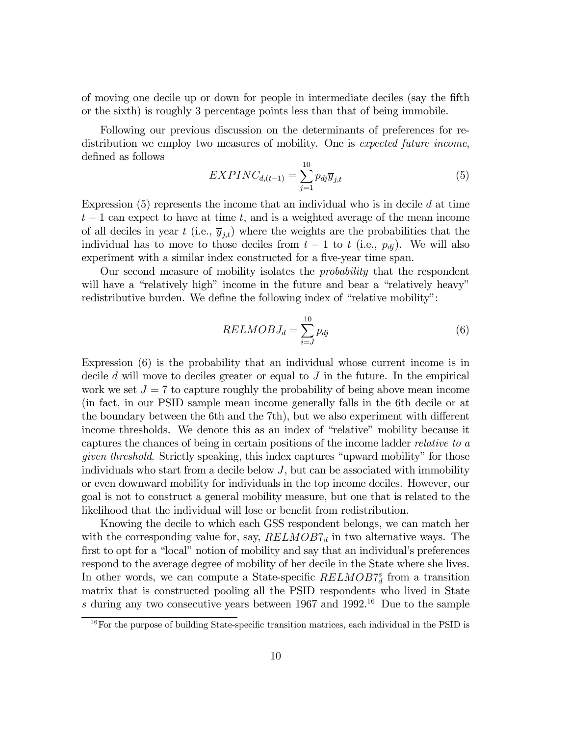of moving one decile up or down for people in intermediate deciles (say the fifth or the sixth) is roughly 3 percentage points less than that of being immobile.

Following our previous discussion on the determinants of preferences for redistribution we employ two measures of mobility. One is *expected future income*, defined as follows

$$EXPINC_{d,(t-1)} = \sum_{j=1}^{10} p_{dj} \overline{y}_{j,t} \tag{5}$$

Expression (5) represents the income that an individual who is in decile $d$ at time $t-1$ can expect to have at time $t$, and is a weighted average of the mean income of all deciles in year $t$ (i.e., $\overline{y}_{j,t}$) where the weights are the probabilities that the individual has to move to those deciles from $t-1$ to $t$ (i.e., $p_{dj}$). We will also experiment with a similar index constructed for a five-year time span.

Our second measure of mobility isolates the *probability* that the respondent will have a "relatively high" income in the future and bear a "relatively heavy" redistributive burden. We define the following index of "relative mobility":

$$RELMOBJ_d = \sum_{i=J}^{10} p_{dj} \tag{6}$$

Expression (6) is the probability that an individual whose current income is in decile $d$ will move to deciles greater or equal to $J$ in the future. In the empirical work we set $J = 7$ to capture roughly the probability of being above mean income (in fact, in our PSID sample mean income generally falls in the 6th decile or at the boundary between the 6th and the 7th), but we also experiment with different income thresholds. We denote this as an index of "relative" mobility because it captures the chances of being in certain positions of the income ladder *relative to a given threshold*. Strictly speaking, this index captures "upward mobility" for those individuals who start from a decile below $J$, but can be associated with immobility or even downward mobility for individuals in the top income deciles. However, our goal is not to construct a general mobility measure, but one that is related to the likelihood that the individual will lose or benefit from redistribution.

Knowing the decile to which each GSS respondent belongs, we can match her with the corresponding value for, say, $RELMOB7_d$ in two alternative ways. The first to opt for a "local" notion of mobility and say that an individual's preferences respond to the average degree of mobility of her decile in the State where she lives. In other words, we can compute a State-specific $RELMOB7_d^s$ from a transition matrix that is constructed pooling all the PSID respondents who lived in State $s$ during any two consecutive years between 1967 and 1992.[16] Due to the sample

[16] For the purpose of building State-specific transition matrices, each individual in the PSID is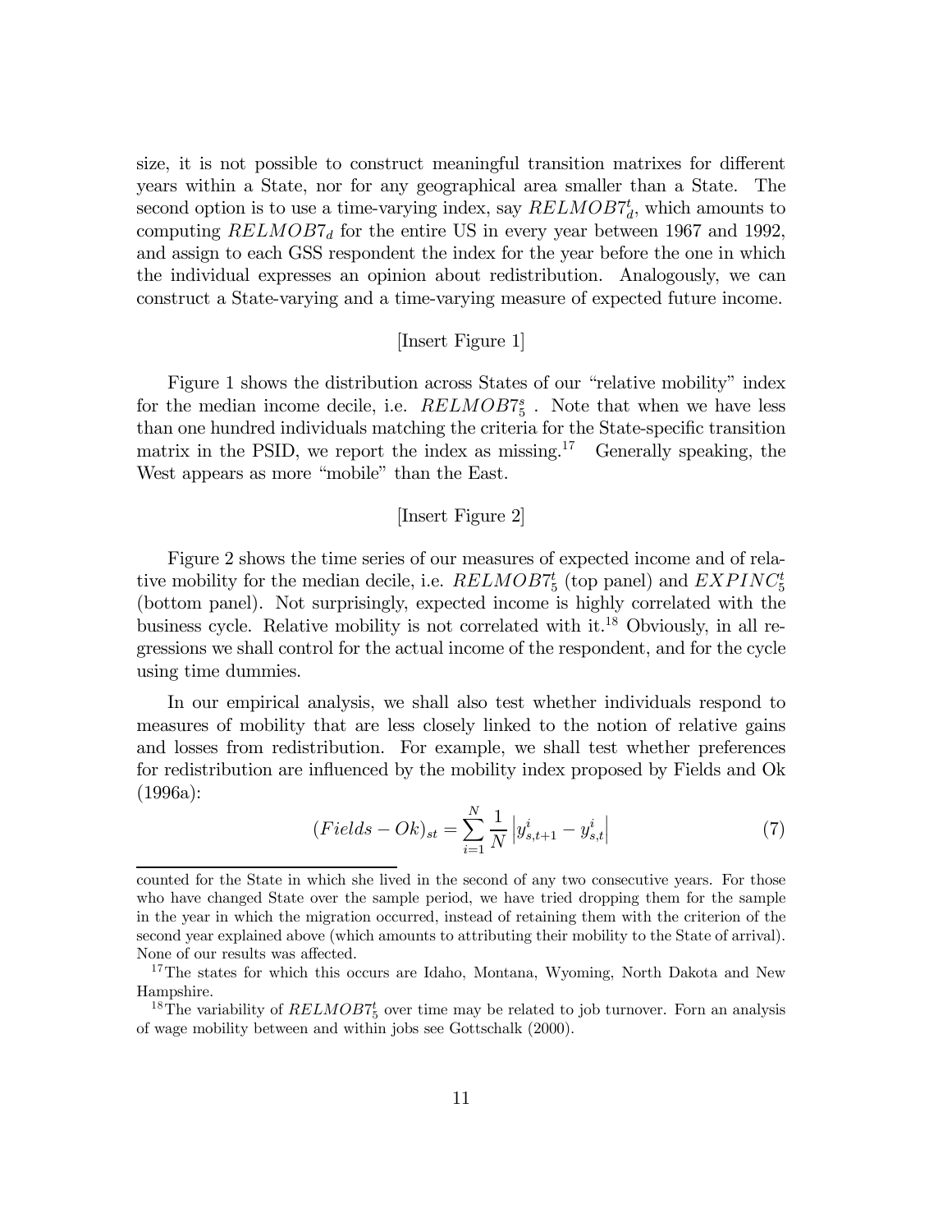size, it is not possible to construct meaningful transition matrixes for different years within a State, nor for any geographical area smaller than a State. The second option is to use a time-varying index, say $RELMOB7_d^t$, which amounts to computing $RELMOB7_d$ for the entire US in every year between 1967 and 1992, and assign to each GSS respondent the index for the year before the one in which the individual expresses an opinion about redistribution. Analogously, we can construct a State-varying and a time-varying measure of expected future income.

[Insert Figure 1]

Figure 1 shows the distribution across States of our "relative mobility" index for the median income decile, i.e. $RELMOB7_5^s$ . Note that when we have less than one hundred individuals matching the criteria for the State-specific transition matrix in the PSID, we report the index as missing.[17] Generally speaking, the West appears as more "mobile" than the East.

[Insert Figure 2]

Figure 2 shows the time series of our measures of expected income and of relative mobility for the median decile, i.e. $RELMOB7_5^t$ (top panel) and $EXPINC_5^t$ (bottom panel). Not surprisingly, expected income is highly correlated with the business cycle. Relative mobility is not correlated with it.[18] Obviously, in all regressions we shall control for the actual income of the respondent, and for the cycle using time dummies.

In our empirical analysis, we shall also test whether individuals respond to measures of mobility that are less closely linked to the notion of relative gains and losses from redistribution. For example, we shall test whether preferences for redistribution are influenced by the mobility index proposed by Fields and Ok (1996a):

$$(Fields - Ok)_{st} = \sum_{i=1}^{N} \frac{1}{N} \left| y_{s,t+1}^{i} - y_{s,t}^{i} \right| \tag{7}$$

counted for the State in which she lived in the second of any two consecutive years. For those who have changed State over the sample period, we have tried dropping them for the sample in the year in which the migration occurred, instead of retaining them with the criterion of the second year explained above (which amounts to attributing their mobility to the State of arrival). None of our results was affected.

[17] The states for which this occurs are Idaho, Montana, Wyoming, North Dakota and New Hampshire.

[18] The variability of $RELMOB7_5^t$ over time may be related to job turnover. Forn an analysis of wage mobility between and within jobs see Gottschalk (2000).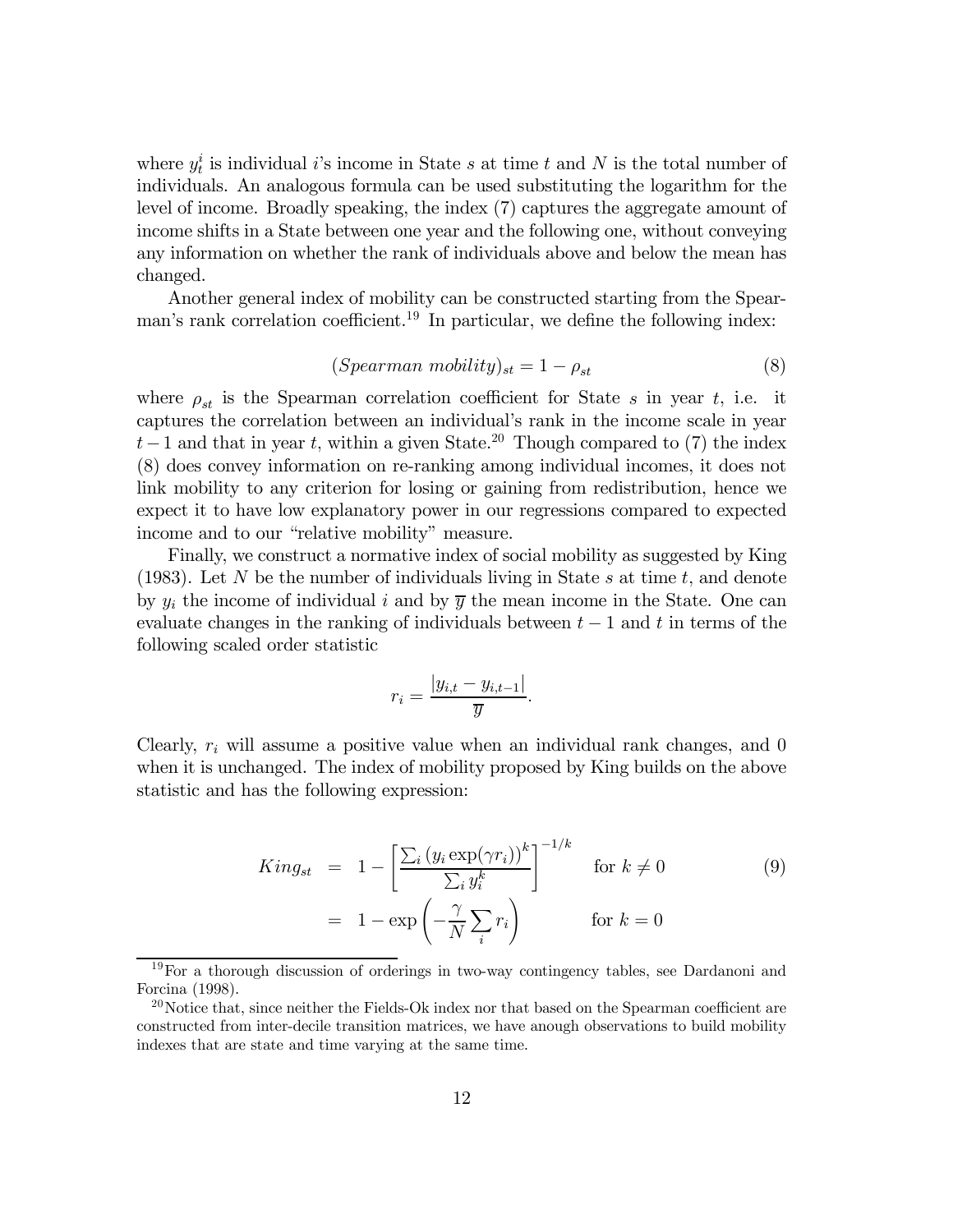where $y_t^i$ is individual $i$'s income in State $s$ at time $t$ and $N$ is the total number of individuals. An analogous formula can be used substituting the logarithm for the level of income. Broadly speaking, the index (7) captures the aggregate amount of income shifts in a State between one year and the following one, without conveying any information on whether the rank of individuals above and below the mean has changed.

Another general index of mobility can be constructed starting from the Spearman's rank correlation coefficient.[19] In particular, we define the following index:

$$(Spearman\ mobility)_{st} = 1 - \rho_{st} \tag{8}$$

where $\rho_{st}$ is the Spearman correlation coefficient for State $s$ in year $t$, i.e. it captures the correlation between an individual's rank in the income scale in year $t-1$ and that in year $t$, within a given State.[20] Though compared to (7) the index (8) does convey information on re-ranking among individual incomes, it does not link mobility to any criterion for losing or gaining from redistribution, hence we expect it to have low explanatory power in our regressions compared to expected income and to our "relative mobility" measure.

Finally, we construct a normative index of social mobility as suggested by King (1983). Let $N$ be the number of individuals living in State $s$ at time $t$, and denote by $y_i$ the income of individual $i$ and by $\overline{y}$ the mean income in the State. One can evaluate changes in the ranking of individuals between $t-1$ and $t$ in terms of the following scaled order statistic

$$r_i = \frac{|y_{i,t} - y_{i,t-1}|}{\overline{y}}.$$

Clearly, $r_i$ will assume a positive value when an individual rank changes, and 0 when it is unchanged. The index of mobility proposed by King builds on the above statistic and has the following expression:

$$\begin{aligned} King_{st} &= 1 - \left[\frac{\sum_i \left(y_i \exp(\gamma r_i)\right)^k}{\sum_i y_i^k}\right]^{-1/k} \qquad \text{for } k \neq 0 \\ &= 1 - \exp\left(-\frac{\gamma}{N}\sum_i r_i\right) \qquad\quad \text{for } k = 0 \end{aligned} \tag{9}$$

[19] For a thorough discussion of orderings in two-way contingency tables, see Dardanoni and Forcina (1998).

[20] Notice that, since neither the Fields-Ok index nor that based on the Spearman coefficient are constructed from inter-decile transition matrices, we have anough observations to build mobility indexes that are state and time varying at the same time.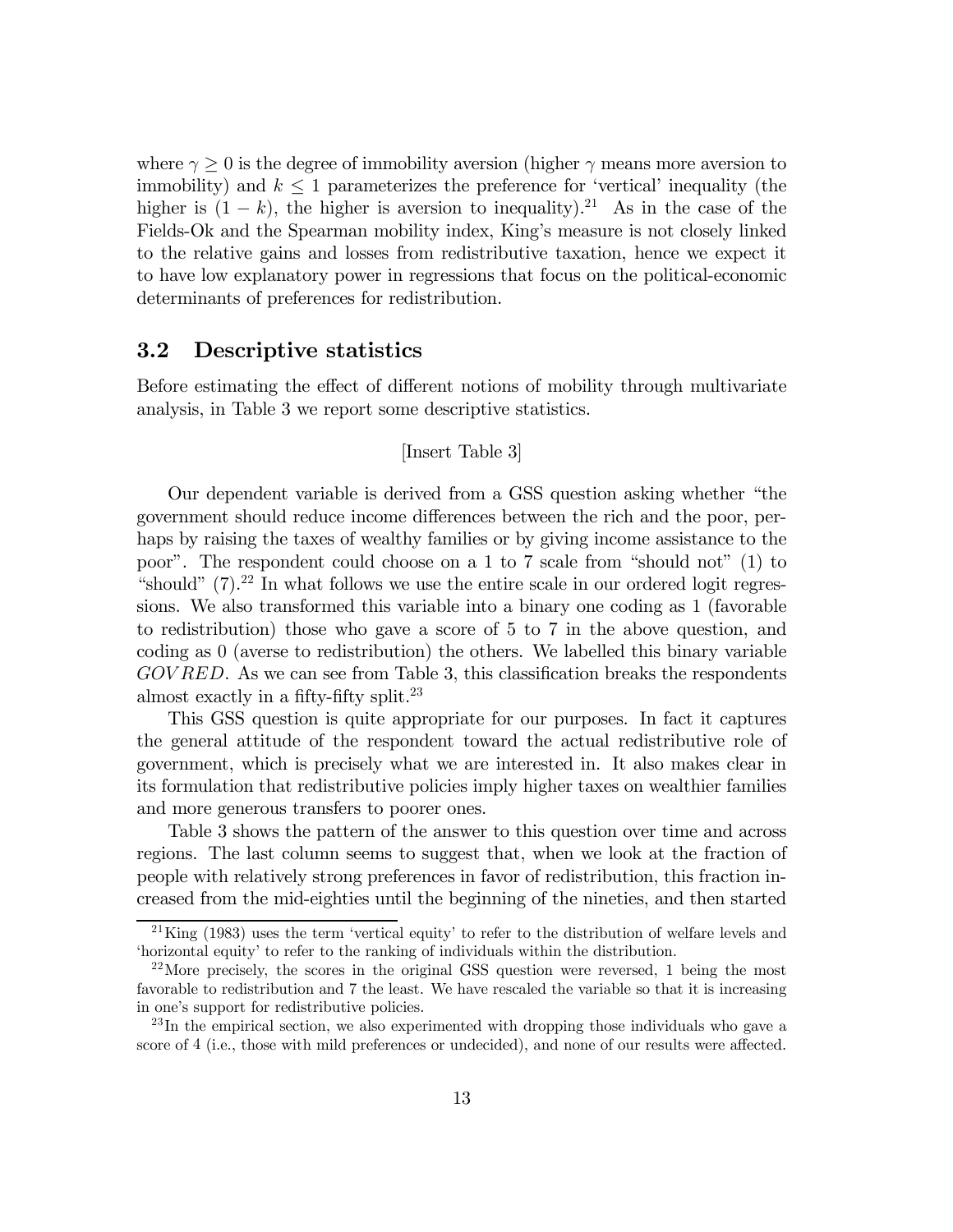where $\gamma \geq 0$ is the degree of immobility aversion (higher $\gamma$ means more aversion to immobility) and $k \leq 1$ parameterizes the preference for 'vertical' inequality (the higher is $(1-k)$, the higher is aversion to inequality).[21] As in the case of the Fields-Ok and the Spearman mobility index, King's measure is not closely linked to the relative gains and losses from redistributive taxation, hence we expect it to have low explanatory power in regressions that focus on the political-economic determinants of preferences for redistribution.

## 3.2 Descriptive statistics

Before estimating the effect of different notions of mobility through multivariate analysis, in Table 3 we report some descriptive statistics.

[Insert Table 3]

Our dependent variable is derived from a GSS question asking whether "the government should reduce income differences between the rich and the poor, perhaps by raising the taxes of wealthy families or by giving income assistance to the poor". The respondent could choose on a 1 to 7 scale from "should not" (1) to "should" (7).[22] In what follows we use the entire scale in our ordered logit regressions. We also transformed this variable into a binary one coding as 1 (favorable to redistribution) those who gave a score of 5 to 7 in the above question, and coding as 0 (averse to redistribution) the others. We labelled this binary variable $GOVRED$. As we can see from Table 3, this classification breaks the respondents almost exactly in a fifty-fifty split.[23]

This GSS question is quite appropriate for our purposes. In fact it captures the general attitude of the respondent toward the actual redistributive role of government, which is precisely what we are interested in. It also makes clear in its formulation that redistributive policies imply higher taxes on wealthier families and more generous transfers to poorer ones.

Table 3 shows the pattern of the answer to this question over time and across regions. The last column seems to suggest that, when we look at the fraction of people with relatively strong preferences in favor of redistribution, this fraction increased from the mid-eighties until the beginning of the nineties, and then started

[21] King (1983) uses the term 'vertical equity' to refer to the distribution of welfare levels and 'horizontal equity' to refer to the ranking of individuals within the distribution.

[22] More precisely, the scores in the original GSS question were reversed, 1 being the most favorable to redistribution and 7 the least. We have rescaled the variable so that it is increasing in one's support for redistributive policies.

[23] In the empirical section, we also experimented with dropping those individuals who gave a score of 4 (i.e., those with mild preferences or undecided), and none of our results were affected.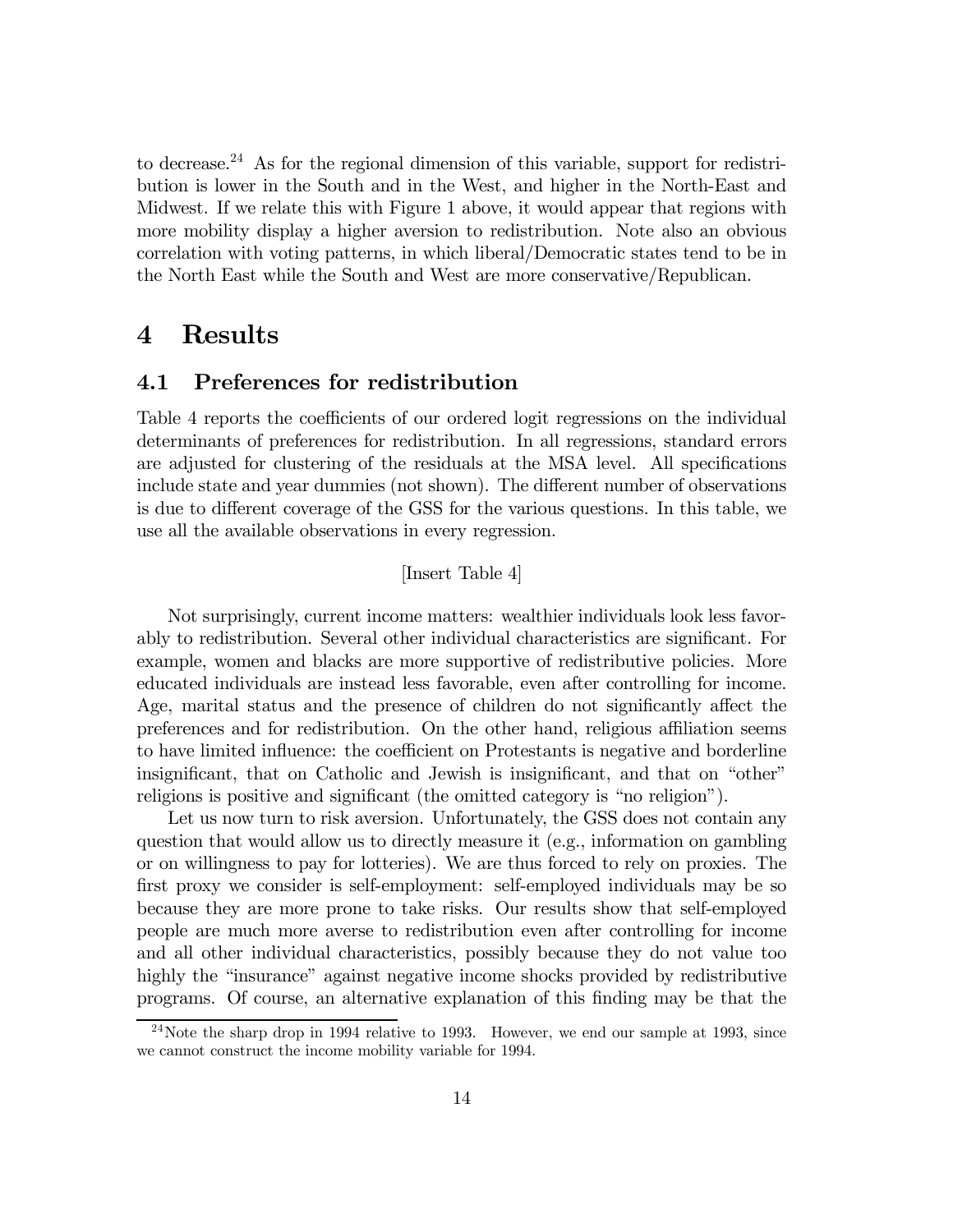to decrease.[24] As for the regional dimension of this variable, support for redistribution is lower in the South and in the West, and higher in the North-East and Midwest. If we relate this with Figure 1 above, it would appear that regions with more mobility display a higher aversion to redistribution. Note also an obvious correlation with voting patterns, in which liberal/Democratic states tend to be in the North East while the South and West are more conservative/Republican.

# 4 Results

## 4.1 Preferences for redistribution

Table 4 reports the coefficients of our ordered logit regressions on the individual determinants of preferences for redistribution. In all regressions, standard errors are adjusted for clustering of the residuals at the MSA level. All specifications include state and year dummies (not shown). The different number of observations is due to different coverage of the GSS for the various questions. In this table, we use all the available observations in every regression.

[Insert Table 4]

Not surprisingly, current income matters: wealthier individuals look less favorably to redistribution. Several other individual characteristics are significant. For example, women and blacks are more supportive of redistributive policies. More educated individuals are instead less favorable, even after controlling for income. Age, marital status and the presence of children do not significantly affect the preferences and for redistribution. On the other hand, religious affiliation seems to have limited influence: the coefficient on Protestants is negative and borderline insignificant, that on Catholic and Jewish is insignificant, and that on "other" religions is positive and significant (the omitted category is "no religion").

Let us now turn to risk aversion. Unfortunately, the GSS does not contain any question that would allow us to directly measure it (e.g., information on gambling or on willingness to pay for lotteries). We are thus forced to rely on proxies. The first proxy we consider is self-employment: self-employed individuals may be so because they are more prone to take risks. Our results show that self-employed people are much more averse to redistribution even after controlling for income and all other individual characteristics, possibly because they do not value too highly the "insurance" against negative income shocks provided by redistributive programs. Of course, an alternative explanation of this finding may be that the

[24] Note the sharp drop in 1994 relative to 1993. However, we end our sample at 1993, since we cannot construct the income mobility variable for 1994.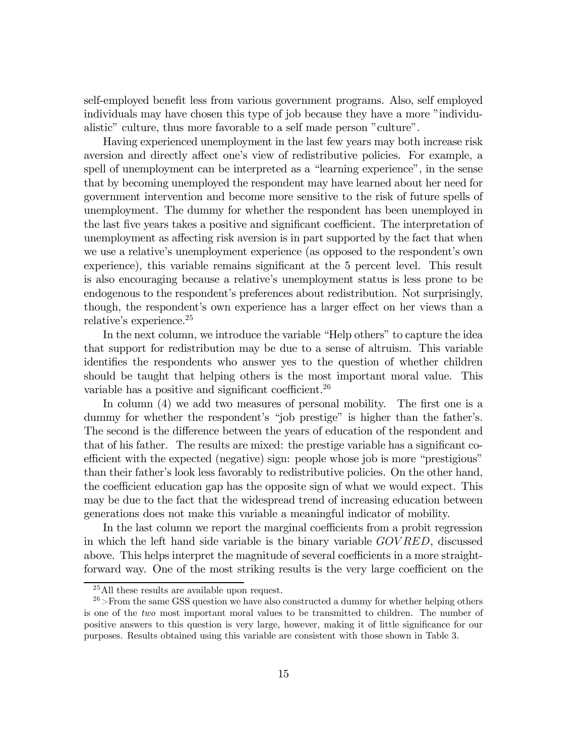self-employed benefit less from various government programs. Also, self employed individuals may have chosen this type of job because they have a more "individualistic" culture, thus more favorable to a self made person "culture".

Having experienced unemployment in the last few years may both increase risk aversion and directly affect one's view of redistributive policies. For example, a spell of unemployment can be interpreted as a "learning experience", in the sense that by becoming unemployed the respondent may have learned about her need for government intervention and become more sensitive to the risk of future spells of unemployment. The dummy for whether the respondent has been unemployed in the last five years takes a positive and significant coefficient. The interpretation of unemployment as affecting risk aversion is in part supported by the fact that when we use a relative's unemployment experience (as opposed to the respondent's own experience), this variable remains significant at the 5 percent level. This result is also encouraging because a relative's unemployment status is less prone to be endogenous to the respondent's preferences about redistribution. Not surprisingly, though, the respondent's own experience has a larger effect on her views than a relative's experience.[25]

In the next column, we introduce the variable "Help others" to capture the idea that support for redistribution may be due to a sense of altruism. This variable identifies the respondents who answer yes to the question of whether children should be taught that helping others is the most important moral value. This variable has a positive and significant coefficient.[26]

In column (4) we add two measures of personal mobility. The first one is a dummy for whether the respondent's "job prestige" is higher than the father's. The second is the difference between the years of education of the respondent and that of his father. The results are mixed: the prestige variable has a significant coefficient with the expected (negative) sign: people whose job is more "prestigious" than their father's look less favorably to redistributive policies. On the other hand, the coefficient education gap has the opposite sign of what we would expect. This may be due to the fact that the widespread trend of increasing education between generations does not make this variable a meaningful indicator of mobility.

In the last column we report the marginal coefficients from a probit regression in which the left hand side variable is the binary variable $GOVRED$, discussed above. This helps interpret the magnitude of several coefficients in a more straightforward way. One of the most striking results is the very large coefficient on the

[25] All these results are available upon request.

[26] >From the same GSS question we have also constructed a dummy for whether helping others is one of the *two* most important moral values to be transmitted to children. The number of positive answers to this question is very large, however, making it of little significance for our purposes. Results obtained using this variable are consistent with those shown in Table 3.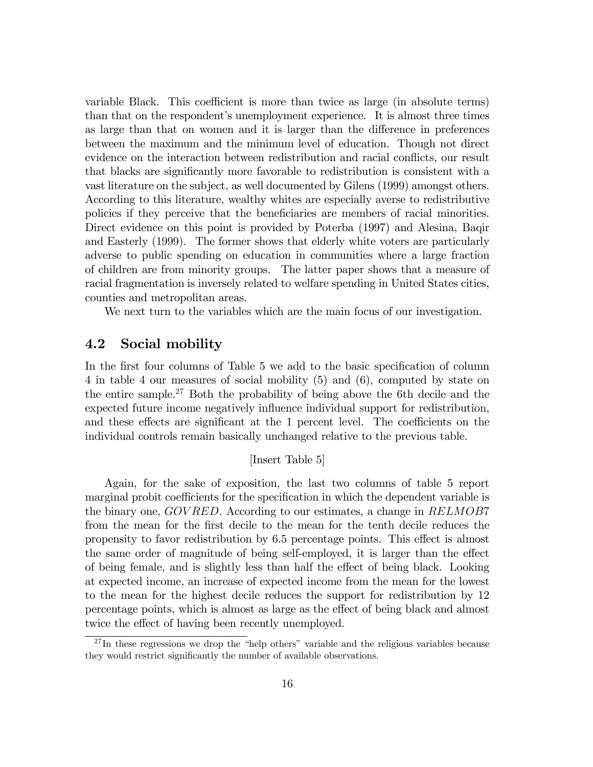variable Black. This coefficient is more than twice as large (in absolute terms) than that on the respondent's unemployment experience. It is almost three times as large than that on women and it is larger than the difference in preferences between the maximum and the minimum level of education. Though not direct evidence on the interaction between redistribution and racial conflicts, our result that blacks are significantly more favorable to redistribution is consistent with a vast literature on the subject, as well documented by Gilens (1999) amongst others. According to this literature, wealthy whites are especially averse to redistributive policies if they perceive that the beneficiaries are members of racial minorities. Direct evidence on this point is provided by Poterba (1997) and Alesina, Baqir and Easterly (1999). The former shows that elderly white voters are particularly adverse to public spending on education in communities where a large fraction of children are from minority groups. The latter paper shows that a measure of racial fragmentation is inversely related to welfare spending in United States cities, counties and metropolitan areas.

We next turn to the variables which are the main focus of our investigation.

## 4.2 Social mobility

In the first four columns of Table 5 we add to the basic specification of column 4 in table 4 our measures of social mobility (5) and (6), computed by state on the entire sample.[27] Both the probability of being above the 6th decile and the expected future income negatively influence individual support for redistribution, and these effects are significant at the 1 percent level. The coefficients on the individual controls remain basically unchanged relative to the previous table.

[Insert Table 5]

Again, for the sake of exposition, the last two columns of table 5 report marginal probit coefficients for the specification in which the dependent variable is the binary one, $GOVRED$. According to our estimates, a change in $RELMOB7$ from the mean for the first decile to the mean for the tenth decile reduces the propensity to favor redistribution by 6.5 percentage points. This effect is almost the same order of magnitude of being self-employed, it is larger than the effect of being female, and is slightly less than half the effect of being black. Looking at expected income, an increase of expected income from the mean for the lowest to the mean for the highest decile reduces the support for redistribution by 12 percentage points, which is almost as large as the effect of being black and almost twice the effect of having been recently unemployed.

[27] In these regressions we drop the "help others" variable and the religious variables because they would restrict significantly the number of available observations.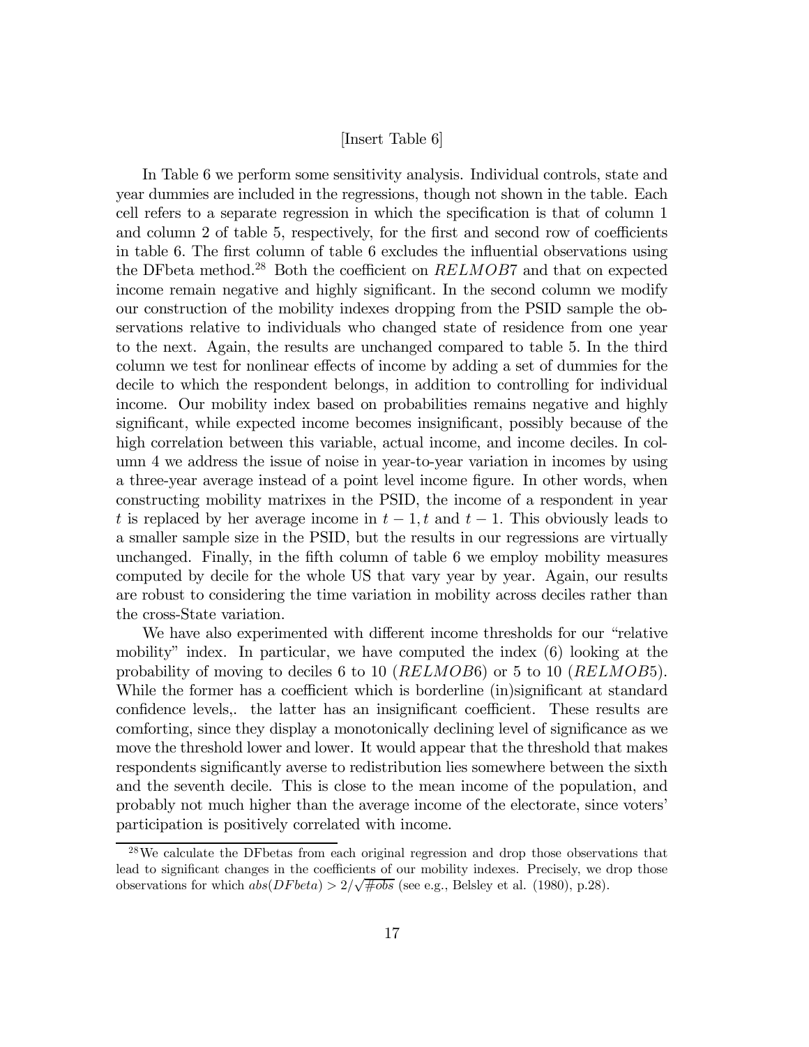[Insert Table 6]

In Table 6 we perform some sensitivity analysis. Individual controls, state and year dummies are included in the regressions, though not shown in the table. Each cell refers to a separate regression in which the specification is that of column 1 and column 2 of table 5, respectively, for the first and second row of coefficients in table 6. The first column of table 6 excludes the influential observations using the DFbeta method.[28] Both the coefficient on $RELMOB7$ and that on expected income remain negative and highly significant. In the second column we modify our construction of the mobility indexes dropping from the PSID sample the observations relative to individuals who changed state of residence from one year to the next. Again, the results are unchanged compared to table 5. In the third column we test for nonlinear effects of income by adding a set of dummies for the decile to which the respondent belongs, in addition to controlling for individual income. Our mobility index based on probabilities remains negative and highly significant, while expected income becomes insignificant, possibly because of the high correlation between this variable, actual income, and income deciles. In column 4 we address the issue of noise in year-to-year variation in incomes by using a three-year average instead of a point level income figure. In other words, when constructing mobility matrixes in the PSID, the income of a respondent in year $t$ is replaced by her average income in $t-1, t$ and $t-1$. This obviously leads to a smaller sample size in the PSID, but the results in our regressions are virtually unchanged. Finally, in the fifth column of table 6 we employ mobility measures computed by decile for the whole US that vary year by year. Again, our results are robust to considering the time variation in mobility across deciles rather than the cross-State variation.

We have also experimented with different income thresholds for our "relative mobility" index. In particular, we have computed the index (6) looking at the probability of moving to deciles 6 to 10 ($RELMOB6$) or 5 to 10 ($RELMOB5$). While the former has a coefficient which is borderline (in)significant at standard confidence levels,. the latter has an insignificant coefficient. These results are comforting, since they display a monotonically declining level of significance as we move the threshold lower and lower. It would appear that the threshold that makes respondents significantly averse to redistribution lies somewhere between the sixth and the seventh decile. This is close to the mean income of the population, and probably not much higher than the average income of the electorate, since voters' participation is positively correlated with income.

[28] We calculate the DFbetas from each original regression and drop those observations that lead to significant changes in the coefficients of our mobility indexes. Precisely, we drop those observations for which $abs(DFbeta) > 2/\sqrt{\#obs}$ (see e.g., Belsley et al. (1980), p.28).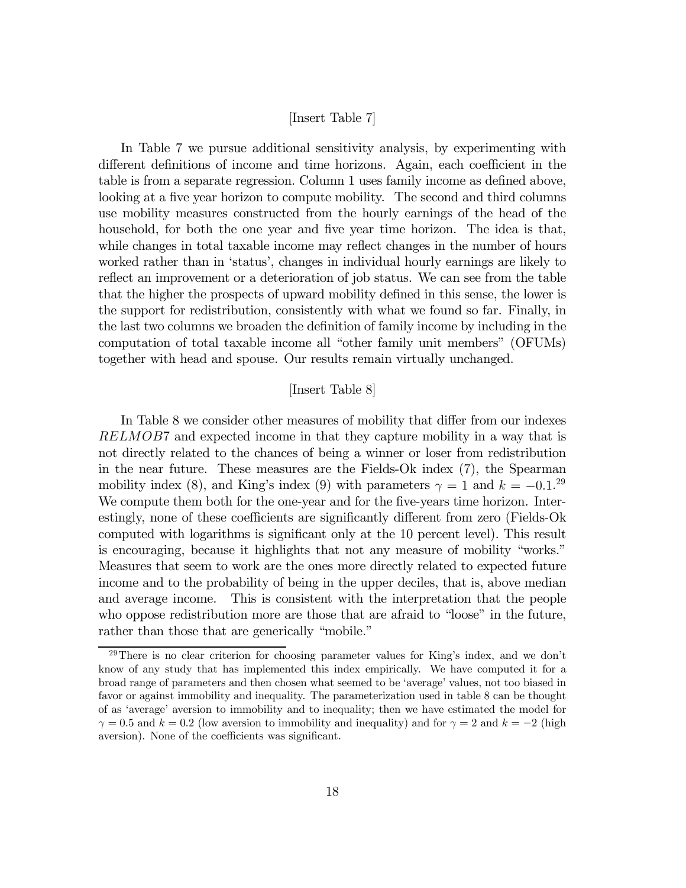[Insert Table 7]

In Table 7 we pursue additional sensitivity analysis, by experimenting with different definitions of income and time horizons. Again, each coefficient in the table is from a separate regression. Column 1 uses family income as defined above, looking at a five year horizon to compute mobility. The second and third columns use mobility measures constructed from the hourly earnings of the head of the household, for both the one year and five year time horizon. The idea is that, while changes in total taxable income may reflect changes in the number of hours worked rather than in 'status', changes in individual hourly earnings are likely to reflect an improvement or a deterioration of job status. We can see from the table that the higher the prospects of upward mobility defined in this sense, the lower is the support for redistribution, consistently with what we found so far. Finally, in the last two columns we broaden the definition of family income by including in the computation of total taxable income all "other family unit members" (OFUMs) together with head and spouse. Our results remain virtually unchanged.

[Insert Table 8]

In Table 8 we consider other measures of mobility that differ from our indexes $RELMOB7$ and expected income in that they capture mobility in a way that is not directly related to the chances of being a winner or loser from redistribution in the near future. These measures are the Fields-Ok index (7), the Spearman mobility index (8), and King's index (9) with parameters $\gamma = 1$ and $k = -0.1$.[29] We compute them both for the one-year and for the five-years time horizon. Interestingly, none of these coefficients are significantly different from zero (Fields-Ok computed with logarithms is significant only at the 10 percent level). This result is encouraging, because it highlights that not any measure of mobility "works." Measures that seem to work are the ones more directly related to expected future income and to the probability of being in the upper deciles, that is, above median and average income. This is consistent with the interpretation that the people who oppose redistribution more are those that are afraid to "loose" in the future, rather than those that are generically "mobile."

[29] There is no clear criterion for choosing parameter values for King's index, and we don't know of any study that has implemented this index empirically. We have computed it for a broad range of parameters and then chosen what seemed to be 'average' values, not too biased in favor or against immobility and inequality. The parameterization used in table 8 can be thought of as 'average' aversion to immobility and to inequality; then we have estimated the model for $\gamma = 0.5$ and $k = 0.2$ (low aversion to immobility and inequality) and for $\gamma = 2$ and $k = -2$ (high aversion). None of the coefficients was significant.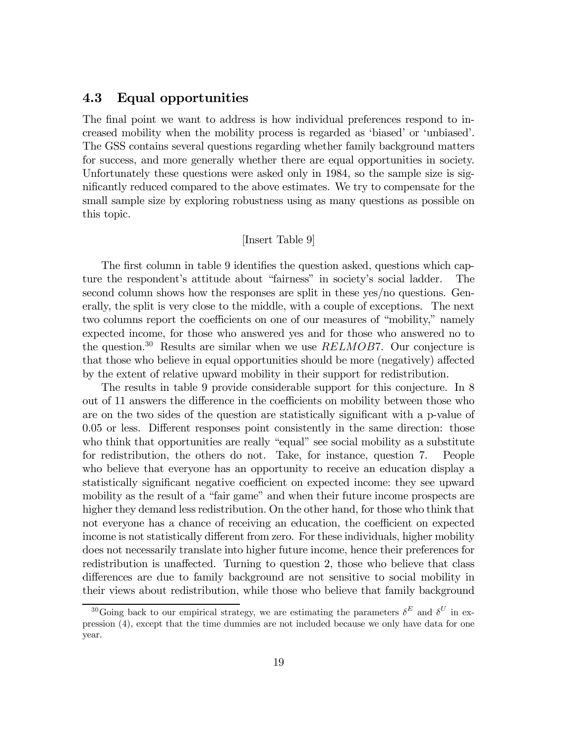### 4.3 Equal opportunities

The final point we want to address is how individual preferences respond to increased mobility when the mobility process is regarded as 'biased' or 'unbiased'. The GSS contains several questions regarding whether family background matters for success, and more generally whether there are equal opportunities in society. Unfortunately these questions were asked only in 1984, so the sample size is significantly reduced compared to the above estimates. We try to compensate for the small sample size by exploring robustness using as many questions as possible on this topic.

[Insert Table 9]

The first column in table 9 identifies the question asked, questions which capture the respondent's attitude about "fairness" in society's social ladder. The second column shows how the responses are split in these yes/no questions. Generally, the split is very close to the middle, with a couple of exceptions. The next two columns report the coefficients on one of our measures of "mobility," namely expected income, for those who answered yes and for those who answered no to the question.[30] Results are similar when we use $RELMOB7$. Our conjecture is that those who believe in equal opportunities should be more (negatively) affected by the extent of relative upward mobility in their support for redistribution.

The results in table 9 provide considerable support for this conjecture. In 8 out of 11 answers the difference in the coefficients on mobility between those who are on the two sides of the question are statistically significant with a p-value of 0.05 or less. Different responses point consistently in the same direction: those who think that opportunities are really "equal" see social mobility as a substitute for redistribution, the others do not. Take, for instance, question 7. People who believe that everyone has an opportunity to receive an education display a statistically significant negative coefficient on expected income: they see upward mobility as the result of a "fair game" and when their future income prospects are higher they demand less redistribution. On the other hand, for those who think that not everyone has a chance of receiving an education, the coefficient on expected income is not statistically different from zero. For these individuals, higher mobility does not necessarily translate into higher future income, hence their preferences for redistribution is unaffected. Turning to question 2, those who believe that class differences are due to family background are not sensitive to social mobility in their views about redistribution, while those who believe that family background

[30] Going back to our empirical strategy, we are estimating the parameters $\delta^E$ and $\delta^U$ in expression (4), except that the time dummies are not included because we only have data for one year.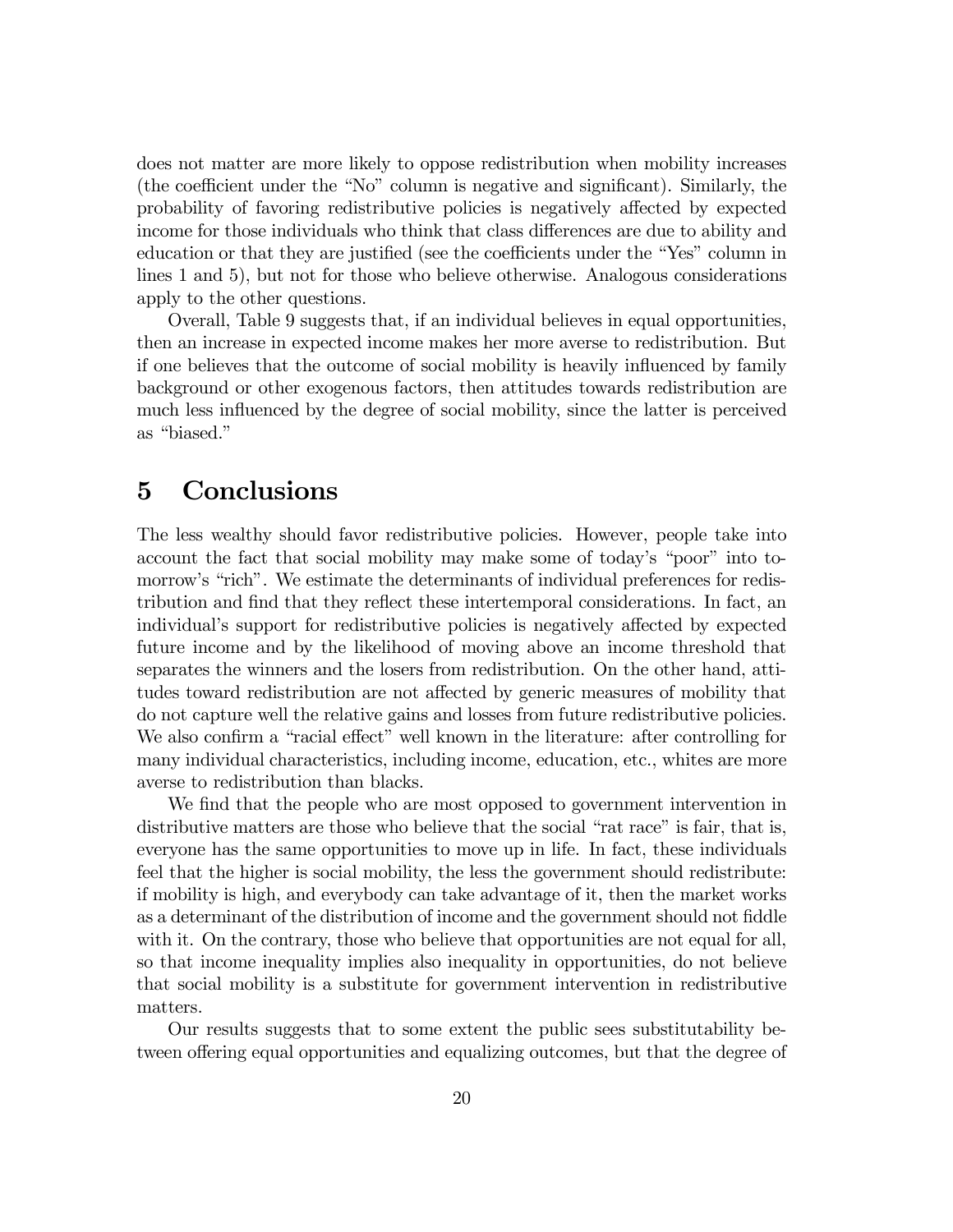does not matter are more likely to oppose redistribution when mobility increases (the coefficient under the "No" column is negative and significant). Similarly, the probability of favoring redistributive policies is negatively affected by expected income for those individuals who think that class differences are due to ability and education or that they are justified (see the coefficients under the "Yes" column in lines 1 and 5), but not for those who believe otherwise. Analogous considerations apply to the other questions.

Overall, Table 9 suggests that, if an individual believes in equal opportunities, then an increase in expected income makes her more averse to redistribution. But if one believes that the outcome of social mobility is heavily influenced by family background or other exogenous factors, then attitudes towards redistribution are much less influenced by the degree of social mobility, since the latter is perceived as "biased."

# 5 Conclusions

The less wealthy should favor redistributive policies. However, people take into account the fact that social mobility may make some of today's "poor" into tomorrow's "rich". We estimate the determinants of individual preferences for redistribution and find that they reflect these intertemporal considerations. In fact, an individual's support for redistributive policies is negatively affected by expected future income and by the likelihood of moving above an income threshold that separates the winners and the losers from redistribution. On the other hand, attitudes toward redistribution are not affected by generic measures of mobility that do not capture well the relative gains and losses from future redistributive policies. We also confirm a "racial effect" well known in the literature: after controlling for many individual characteristics, including income, education, etc., whites are more averse to redistribution than blacks.

We find that the people who are most opposed to government intervention in distributive matters are those who believe that the social "rat race" is fair, that is, everyone has the same opportunities to move up in life. In fact, these individuals feel that the higher is social mobility, the less the government should redistribute: if mobility is high, and everybody can take advantage of it, then the market works as a determinant of the distribution of income and the government should not fiddle with it. On the contrary, those who believe that opportunities are not equal for all, so that income inequality implies also inequality in opportunities, do not believe that social mobility is a substitute for government intervention in redistributive matters.

Our results suggests that to some extent the public sees substitutability between offering equal opportunities and equalizing outcomes, but that the degree of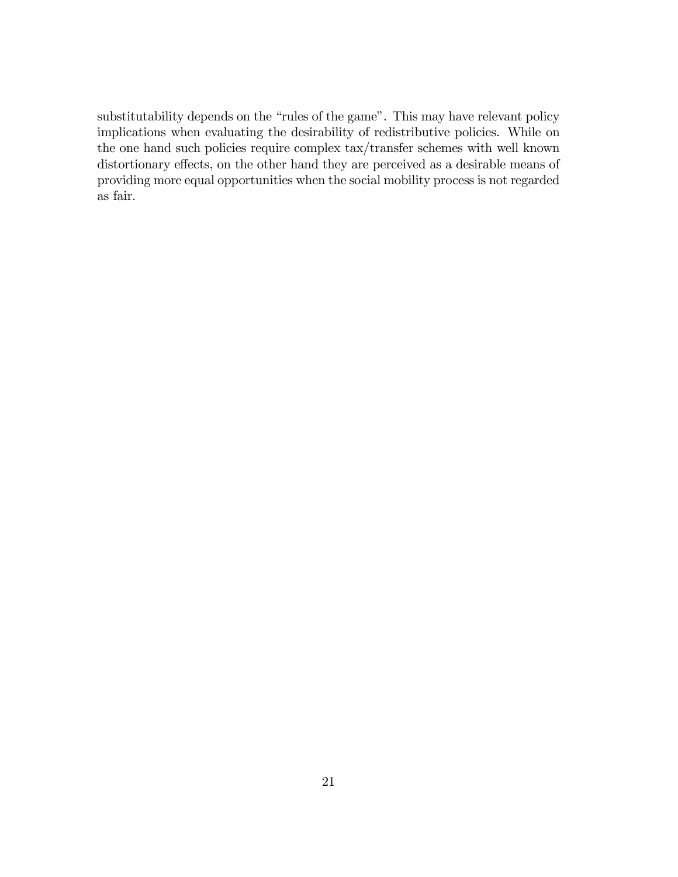substitutability depends on the "rules of the game". This may have relevant policy implications when evaluating the desirability of redistributive policies. While on the one hand such policies require complex tax/transfer schemes with well known distortionary effects, on the other hand they are perceived as a desirable means of providing more equal opportunities when the social mobility process is not regarded as fair.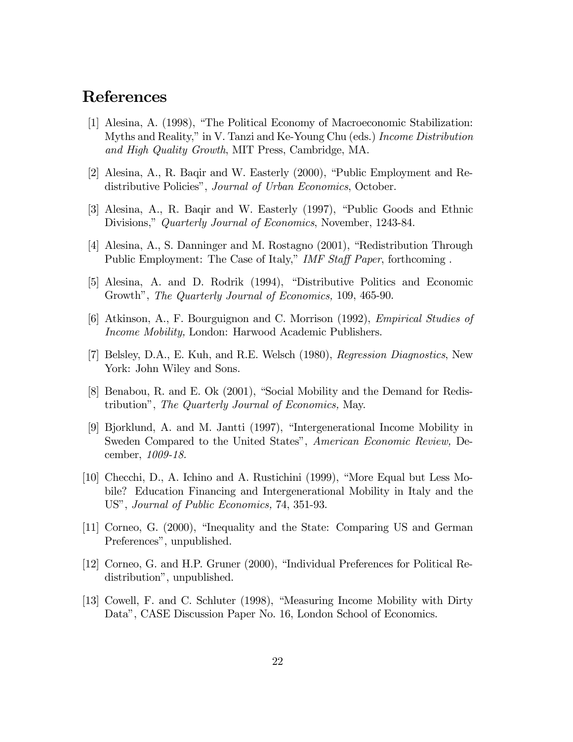# References

[1] Alesina, A. (1998), "The Political Economy of Macroeconomic Stabilization: Myths and Reality," in V. Tanzi and Ke-Young Chu (eds.) *Income Distribution and High Quality Growth*, MIT Press, Cambridge, MA.

[2] Alesina, A., R. Baqir and W. Easterly (2000), "Public Employment and Redistributive Policies", *Journal of Urban Economics*, October.

[3] Alesina, A., R. Baqir and W. Easterly (1997), "Public Goods and Ethnic Divisions," *Quarterly Journal of Economics*, November, 1243-84.

[4] Alesina, A., S. Danninger and M. Rostagno (2001), "Redistribution Through Public Employment: The Case of Italy," *IMF Staff Paper*, forthcoming .

[5] Alesina, A. and D. Rodrik (1994), "Distributive Politics and Economic Growth", *The Quarterly Journal of Economics,* 109, 465-90.

[6] Atkinson, A., F. Bourguignon and C. Morrison (1992), *Empirical Studies of Income Mobility,* London: Harwood Academic Publishers.

[7] Belsley, D.A., E. Kuh, and R.E. Welsch (1980), *Regression Diagnostics*, New York: John Wiley and Sons.

[8] Benabou, R. and E. Ok (2001), "Social Mobility and the Demand for Redistribution", *The Quarterly Journal of Economics,* May.

[9] Bjorklund, A. and M. Jantti (1997), "Intergenerational Income Mobility in Sweden Compared to the United States", *American Economic Review,* December, *1009-18.*

[10] Checchi, D., A. Ichino and A. Rustichini (1999), "More Equal but Less Mobile? Education Financing and Intergenerational Mobility in Italy and the US", *Journal of Public Economics,* 74, 351-93.

[11] Corneo, G. (2000), "Inequality and the State: Comparing US and German Preferences", unpublished.

[12] Corneo, G. and H.P. Gruner (2000), "Individual Preferences for Political Redistribution", unpublished.

[13] Cowell, F. and C. Schluter (1998), "Measuring Income Mobility with Dirty Data", CASE Discussion Paper No. 16, London School of Economics.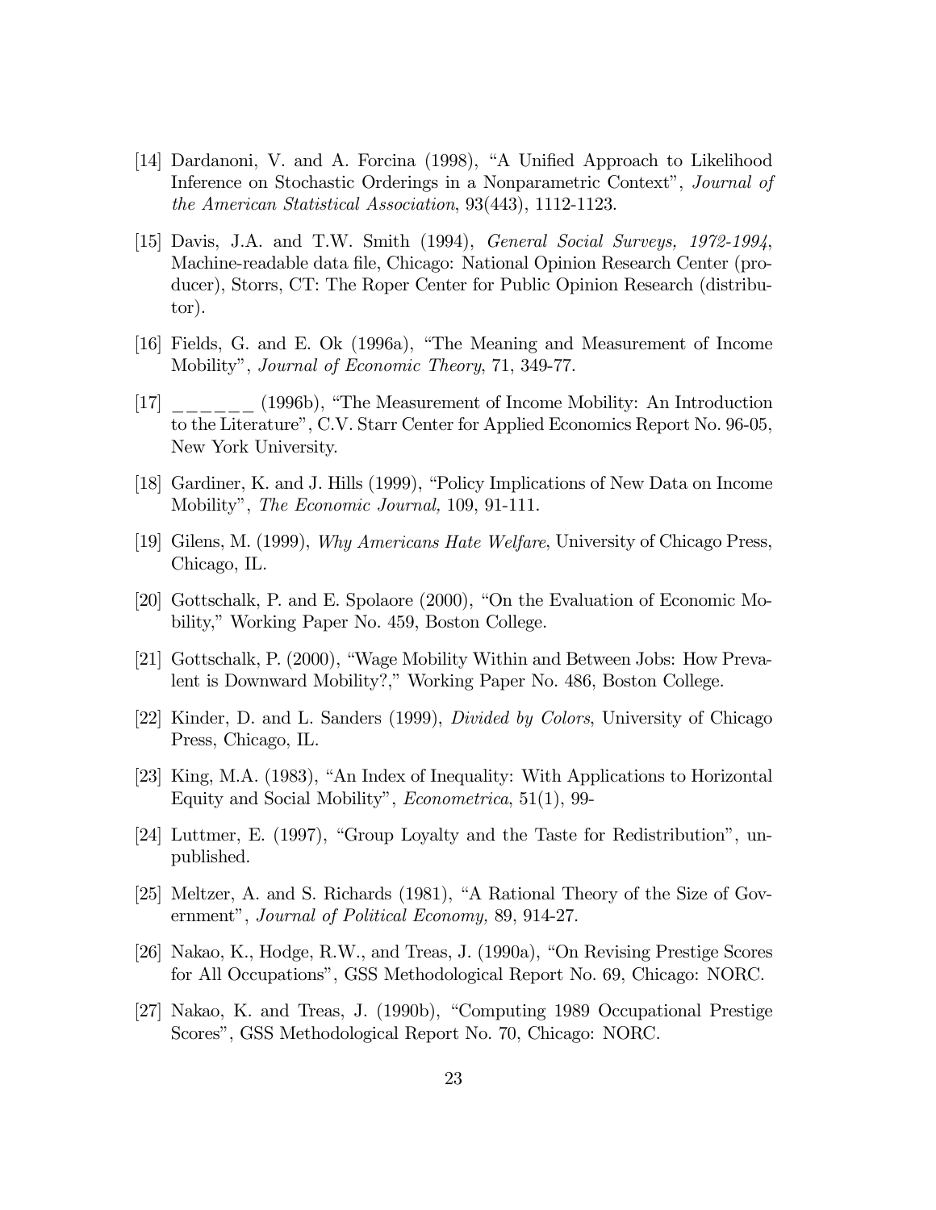[14] Dardanoni, V. and A. Forcina (1998), "A Unified Approach to Likelihood Inference on Stochastic Orderings in a Nonparametric Context", *Journal of the American Statistical Association*, 93(443), 1112-1123.

[15] Davis, J.A. and T.W. Smith (1994), *General Social Surveys, 1972-1994*, Machine-readable data file, Chicago: National Opinion Research Center (producer), Storrs, CT: The Roper Center for Public Opinion Research (distributor).

[16] Fields, G. and E. Ok (1996a), "The Meaning and Measurement of Income Mobility", *Journal of Economic Theory*, 71, 349-77.

[17] ______ (1996b), "The Measurement of Income Mobility: An Introduction to the Literature", C.V. Starr Center for Applied Economics Report No. 96-05, New York University.

[18] Gardiner, K. and J. Hills (1999), "Policy Implications of New Data on Income Mobility", *The Economic Journal,* 109, 91-111.

[19] Gilens, M. (1999), *Why Americans Hate Welfare*, University of Chicago Press, Chicago, IL.

[20] Gottschalk, P. and E. Spolaore (2000), "On the Evaluation of Economic Mobility," Working Paper No. 459, Boston College.

[21] Gottschalk, P. (2000), "Wage Mobility Within and Between Jobs: How Prevalent is Downward Mobility?," Working Paper No. 486, Boston College.

[22] Kinder, D. and L. Sanders (1999), *Divided by Colors*, University of Chicago Press, Chicago, IL.

[23] King, M.A. (1983), "An Index of Inequality: With Applications to Horizontal Equity and Social Mobility", *Econometrica*, 51(1), 99-

[24] Luttmer, E. (1997), "Group Loyalty and the Taste for Redistribution", unpublished.

[25] Meltzer, A. and S. Richards (1981), "A Rational Theory of the Size of Government", *Journal of Political Economy,* 89, 914-27.

[26] Nakao, K., Hodge, R.W., and Treas, J. (1990a), "On Revising Prestige Scores for All Occupations", GSS Methodological Report No. 69, Chicago: NORC.

[27] Nakao, K. and Treas, J. (1990b), "Computing 1989 Occupational Prestige Scores", GSS Methodological Report No. 70, Chicago: NORC.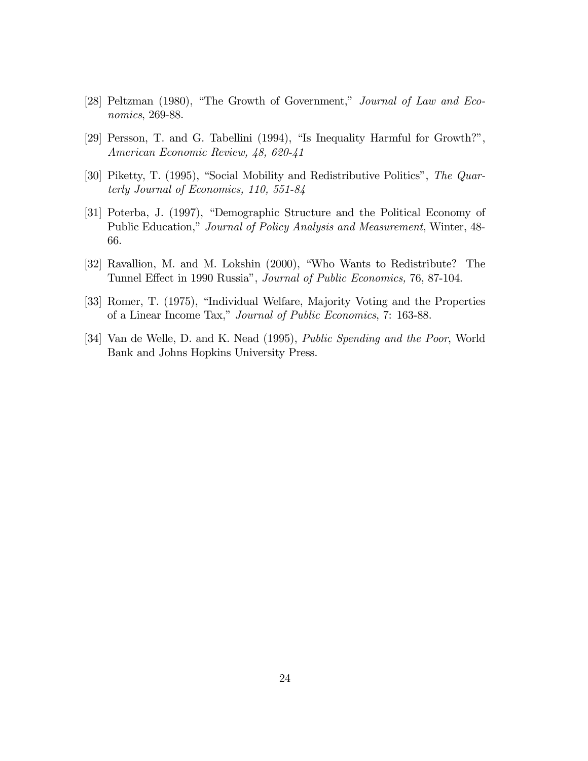[28] Peltzman (1980), "The Growth of Government," *Journal of Law and Economics*, 269-88.

[29] Persson, T. and G. Tabellini (1994), "Is Inequality Harmful for Growth?", *American Economic Review, 48, 620-41*

[30] Piketty, T. (1995), "Social Mobility and Redistributive Politics", *The Quarterly Journal of Economics, 110, 551-84*

[31] Poterba, J. (1997), "Demographic Structure and the Political Economy of Public Education," *Journal of Policy Analysis and Measurement*, Winter, 48-66.

[32] Ravallion, M. and M. Lokshin (2000), "Who Wants to Redistribute? The Tunnel Effect in 1990 Russia", *Journal of Public Economics,* 76, 87-104.

[33] Romer, T. (1975), "Individual Welfare, Majority Voting and the Properties of a Linear Income Tax," *Journal of Public Economics*, 7: 163-88.

[34] Van de Welle, D. and K. Nead (1995), *Public Spending and the Poor*, World Bank and Johns Hopkins University Press.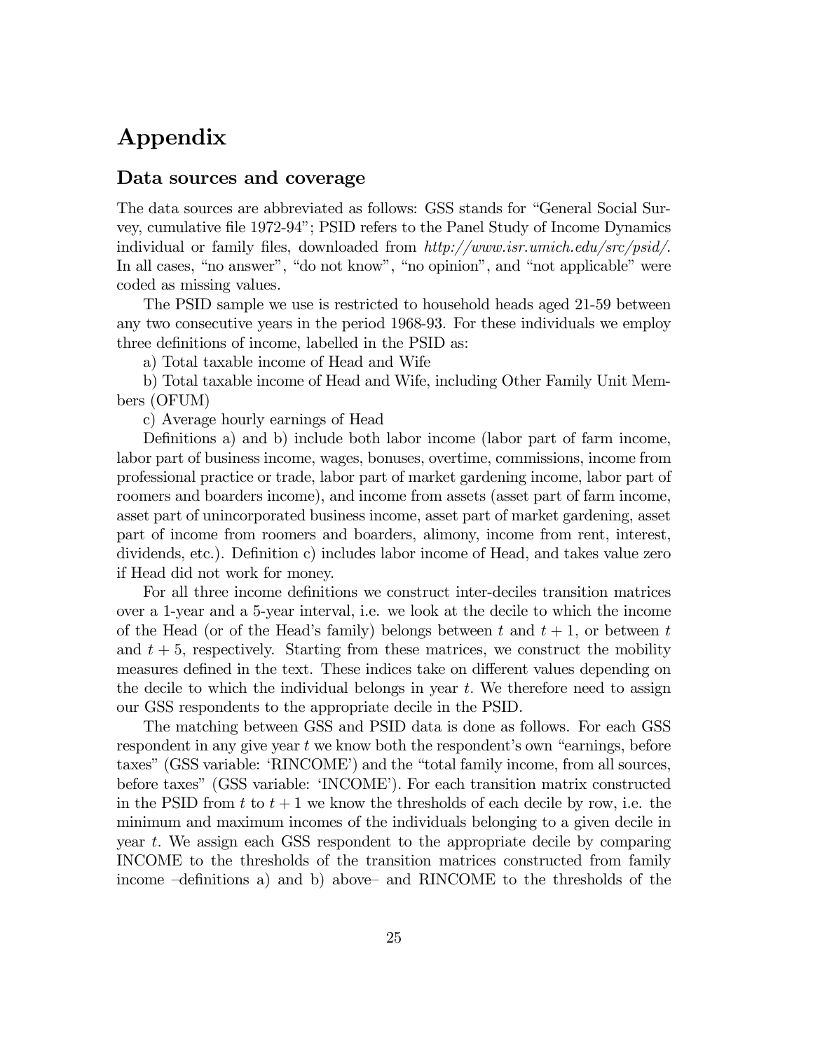# Appendix

## Data sources and coverage

The data sources are abbreviated as follows: GSS stands for "General Social Survey, cumulative file 1972-94"; PSID refers to the Panel Study of Income Dynamics individual or family files, downloaded from *http://www.isr.umich.edu/src/psid/*. In all cases, "no answer", "do not know", "no opinion", and "not applicable" were coded as missing values.

The PSID sample we use is restricted to household heads aged 21-59 between any two consecutive years in the period 1968-93. For these individuals we employ three definitions of income, labelled in the PSID as:

a) Total taxable income of Head and Wife

b) Total taxable income of Head and Wife, including Other Family Unit Members (OFUM)

c) Average hourly earnings of Head

Definitions a) and b) include both labor income (labor part of farm income, labor part of business income, wages, bonuses, overtime, commissions, income from professional practice or trade, labor part of market gardening income, labor part of roomers and boarders income), and income from assets (asset part of farm income, asset part of unincorporated business income, asset part of market gardening, asset part of income from roomers and boarders, alimony, income from rent, interest, dividends, etc.). Definition c) includes labor income of Head, and takes value zero if Head did not work for money.

For all three income definitions we construct inter-deciles transition matrices over a 1-year and a 5-year interval, i.e. we look at the decile to which the income of the Head (or of the Head's family) belongs between $t$ and $t+1$, or between $t$ and $t+5$, respectively. Starting from these matrices, we construct the mobility measures defined in the text. These indices take on different values depending on the decile to which the individual belongs in year $t$. We therefore need to assign our GSS respondents to the appropriate decile in the PSID.

The matching between GSS and PSID data is done as follows. For each GSS respondent in any give year $t$ we know both the respondent's own "earnings, before taxes" (GSS variable: 'RINCOME') and the "total family income, from all sources, before taxes" (GSS variable: 'INCOME'). For each transition matrix constructed in the PSID from $t$ to $t+1$ we know the thresholds of each decile by row, i.e. the minimum and maximum incomes of the individuals belonging to a given decile in year $t$. We assign each GSS respondent to the appropriate decile by comparing INCOME to the thresholds of the transition matrices constructed from family income –definitions a) and b) above– and RINCOME to the thresholds of the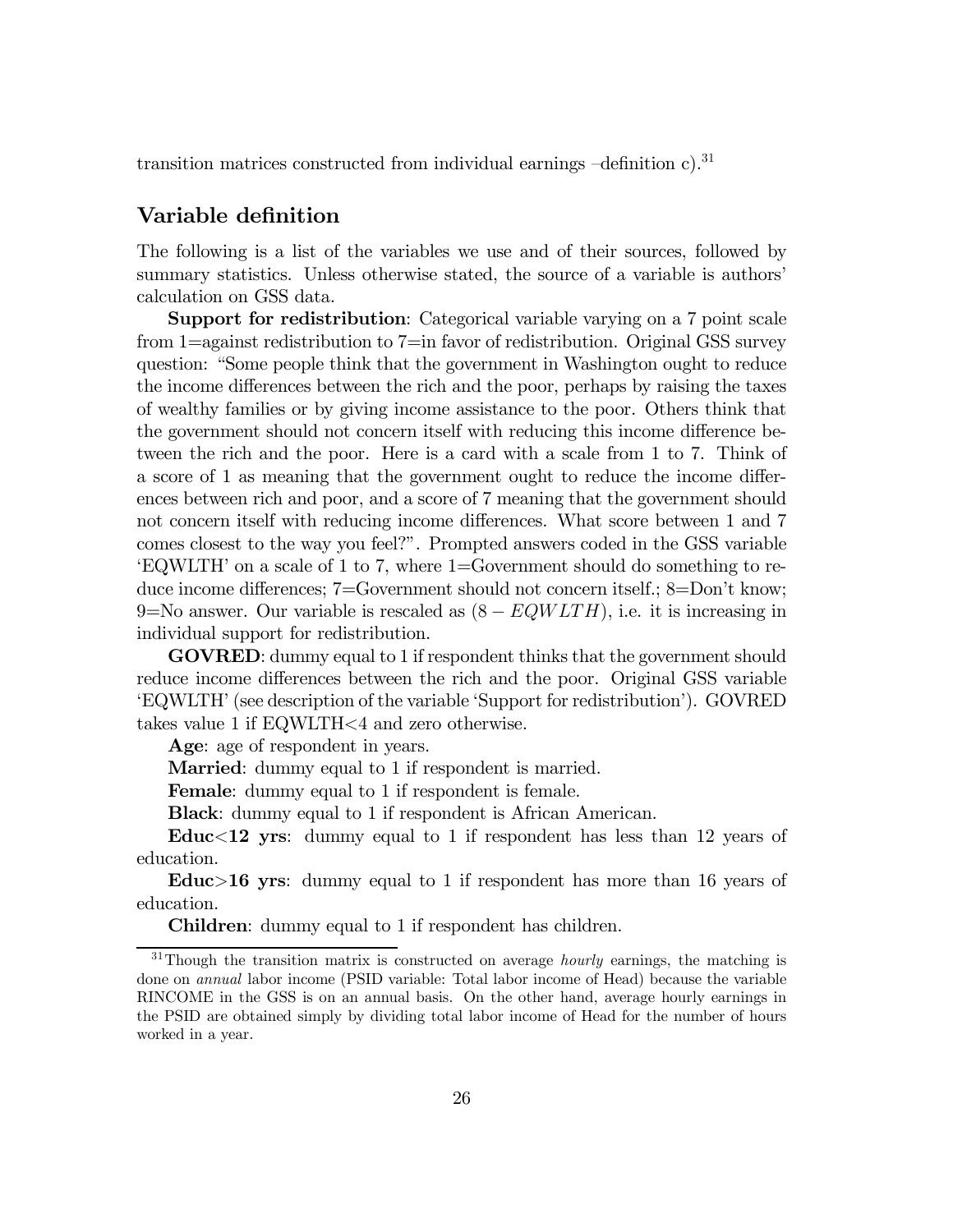transition matrices constructed from individual earnings –definition c).[31]

## Variable definition

The following is a list of the variables we use and of their sources, followed by summary statistics. Unless otherwise stated, the source of a variable is authors' calculation on GSS data.

**Support for redistribution**: Categorical variable varying on a 7 point scale from 1=against redistribution to 7=in favor of redistribution. Original GSS survey question: "Some people think that the government in Washington ought to reduce the income differences between the rich and the poor, perhaps by raising the taxes of wealthy families or by giving income assistance to the poor. Others think that the government should not concern itself with reducing this income difference between the rich and the poor. Here is a card with a scale from 1 to 7. Think of a score of 1 as meaning that the government ought to reduce the income differences between rich and poor, and a score of 7 meaning that the government should not concern itself with reducing income differences. What score between 1 and 7 comes closest to the way you feel?". Prompted answers coded in the GSS variable 'EQWLTH' on a scale of 1 to 7, where 1=Government should do something to reduce income differences; 7=Government should not concern itself.; 8=Don't know; 9=No answer. Our variable is rescaled as $(8 - EQWLTH)$, i.e. it is increasing in individual support for redistribution.

**GOVRED**: dummy equal to 1 if respondent thinks that the government should reduce income differences between the rich and the poor. Original GSS variable 'EQWLTH' (see description of the variable 'Support for redistribution'). GOVRED takes value 1 if EQWLTH<4 and zero otherwise.

**Age**: age of respondent in years.

**Married**: dummy equal to 1 if respondent is married.

**Female**: dummy equal to 1 if respondent is female.

**Black**: dummy equal to 1 if respondent is African American.

**Educ<12 yrs**: dummy equal to 1 if respondent has less than 12 years of education.

**Educ>16 yrs**: dummy equal to 1 if respondent has more than 16 years of education.

**Children**: dummy equal to 1 if respondent has children.

[31] Though the transition matrix is constructed on average *hourly* earnings, the matching is done on *annual* labor income (PSID variable: Total labor income of Head) because the variable RINCOME in the GSS is on an annual basis. On the other hand, average hourly earnings in the PSID are obtained simply by dividing total labor income of Head for the number of hours worked in a year.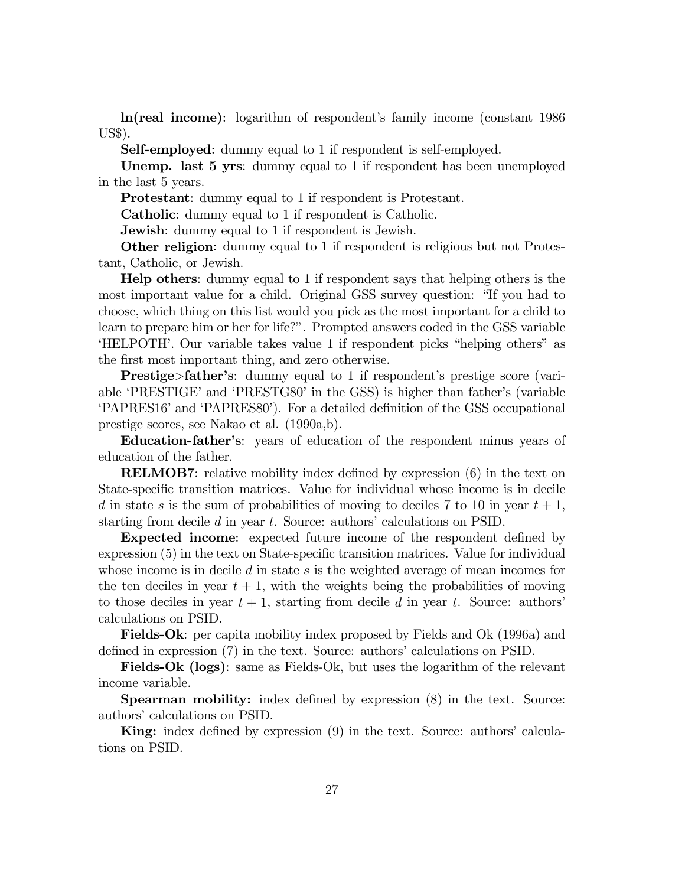**ln(real income)**: logarithm of respondent's family income (constant 1986 US$).

**Self-employed**: dummy equal to 1 if respondent is self-employed.

**Unemp. last 5 yrs**: dummy equal to 1 if respondent has been unemployed in the last 5 years.

**Protestant**: dummy equal to 1 if respondent is Protestant.

**Catholic**: dummy equal to 1 if respondent is Catholic.

**Jewish**: dummy equal to 1 if respondent is Jewish.

**Other religion**: dummy equal to 1 if respondent is religious but not Protestant, Catholic, or Jewish.

**Help others**: dummy equal to 1 if respondent says that helping others is the most important value for a child. Original GSS survey question: "If you had to choose, which thing on this list would you pick as the most important for a child to learn to prepare him or her for life?". Prompted answers coded in the GSS variable 'HELPOTH'. Our variable takes value 1 if respondent picks "helping others" as the first most important thing, and zero otherwise.

**Prestige>father's**: dummy equal to 1 if respondent's prestige score (variable 'PRESTIGE' and 'PRESTG80' in the GSS) is higher than father's (variable 'PAPRES16' and 'PAPRES80'). For a detailed definition of the GSS occupational prestige scores, see Nakao et al. (1990a,b).

**Education-father's**: years of education of the respondent minus years of education of the father.

**RELMOB7**: relative mobility index defined by expression (6) in the text on State-specific transition matrices. Value for individual whose income is in decile $d$ in state $s$ is the sum of probabilities of moving to deciles 7 to 10 in year $t+1$, starting from decile $d$ in year $t$. Source: authors' calculations on PSID.

**Expected income**: expected future income of the respondent defined by expression (5) in the text on State-specific transition matrices. Value for individual whose income is in decile $d$ in state $s$ is the weighted average of mean incomes for the ten deciles in year $t+1$, with the weights being the probabilities of moving to those deciles in year $t+1$, starting from decile $d$ in year $t$. Source: authors' calculations on PSID.

**Fields-Ok**: per capita mobility index proposed by Fields and Ok (1996a) and defined in expression (7) in the text. Source: authors' calculations on PSID.

**Fields-Ok (logs)**: same as Fields-Ok, but uses the logarithm of the relevant income variable.

**Spearman mobility:** index defined by expression (8) in the text. Source: authors' calculations on PSID.

**King:** index defined by expression (9) in the text. Source: authors' calculations on PSID.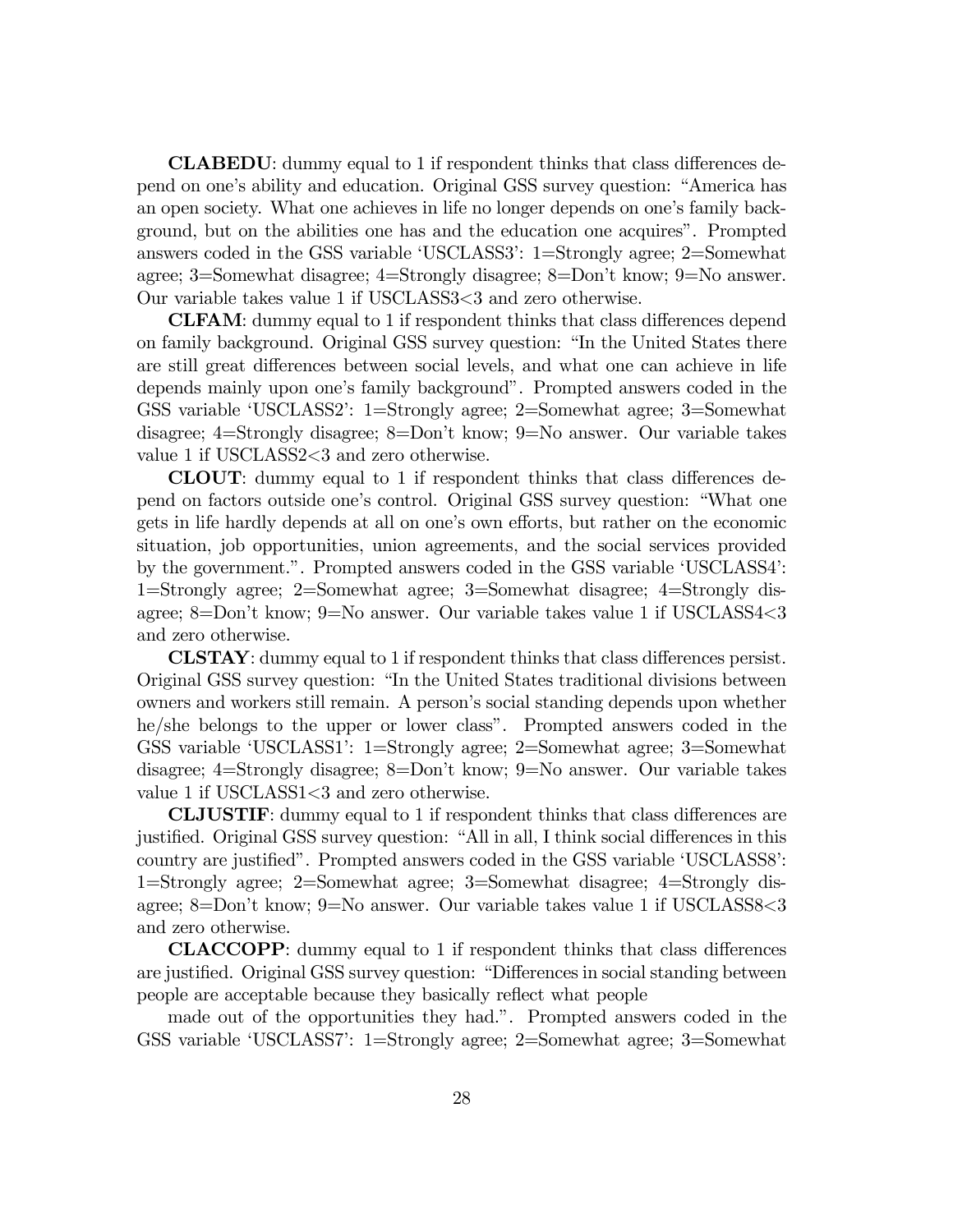**CLABEDU**: dummy equal to 1 if respondent thinks that class differences depend on one's ability and education. Original GSS survey question: "America has an open society. What one achieves in life no longer depends on one's family background, but on the abilities one has and the education one acquires". Prompted answers coded in the GSS variable 'USCLASS3': 1=Strongly agree; 2=Somewhat agree; 3=Somewhat disagree; 4=Strongly disagree; 8=Don't know; 9=No answer. Our variable takes value 1 if USCLASS3<3 and zero otherwise.

**CLFAM**: dummy equal to 1 if respondent thinks that class differences depend on family background. Original GSS survey question: "In the United States there are still great differences between social levels, and what one can achieve in life depends mainly upon one's family background". Prompted answers coded in the GSS variable 'USCLASS2': 1=Strongly agree; 2=Somewhat agree; 3=Somewhat disagree; 4=Strongly disagree; 8=Don't know; 9=No answer. Our variable takes value 1 if USCLASS2<3 and zero otherwise.

**CLOUT**: dummy equal to 1 if respondent thinks that class differences depend on factors outside one's control. Original GSS survey question: "What one gets in life hardly depends at all on one's own efforts, but rather on the economic situation, job opportunities, union agreements, and the social services provided by the government.". Prompted answers coded in the GSS variable 'USCLASS4': 1=Strongly agree; 2=Somewhat agree; 3=Somewhat disagree; 4=Strongly disagree; 8=Don't know; 9=No answer. Our variable takes value 1 if USCLASS4<3 and zero otherwise.

**CLSTAY**: dummy equal to 1 if respondent thinks that class differences persist. Original GSS survey question: "In the United States traditional divisions between owners and workers still remain. A person's social standing depends upon whether he/she belongs to the upper or lower class". Prompted answers coded in the GSS variable 'USCLASS1': 1=Strongly agree; 2=Somewhat agree; 3=Somewhat disagree; 4=Strongly disagree; 8=Don't know; 9=No answer. Our variable takes value 1 if USCLASS1<3 and zero otherwise.

**CLJUSTIF**: dummy equal to 1 if respondent thinks that class differences are justified. Original GSS survey question: "All in all, I think social differences in this country are justified". Prompted answers coded in the GSS variable 'USCLASS8': 1=Strongly agree; 2=Somewhat agree; 3=Somewhat disagree; 4=Strongly disagree; 8=Don't know; 9=No answer. Our variable takes value 1 if USCLASS8<3 and zero otherwise.

**CLACCOPP**: dummy equal to 1 if respondent thinks that class differences are justified. Original GSS survey question: "Differences in social standing between people are acceptable because they basically reflect what people

made out of the opportunities they had.". Prompted answers coded in the GSS variable 'USCLASS7': 1=Strongly agree; 2=Somewhat agree; 3=Somewhat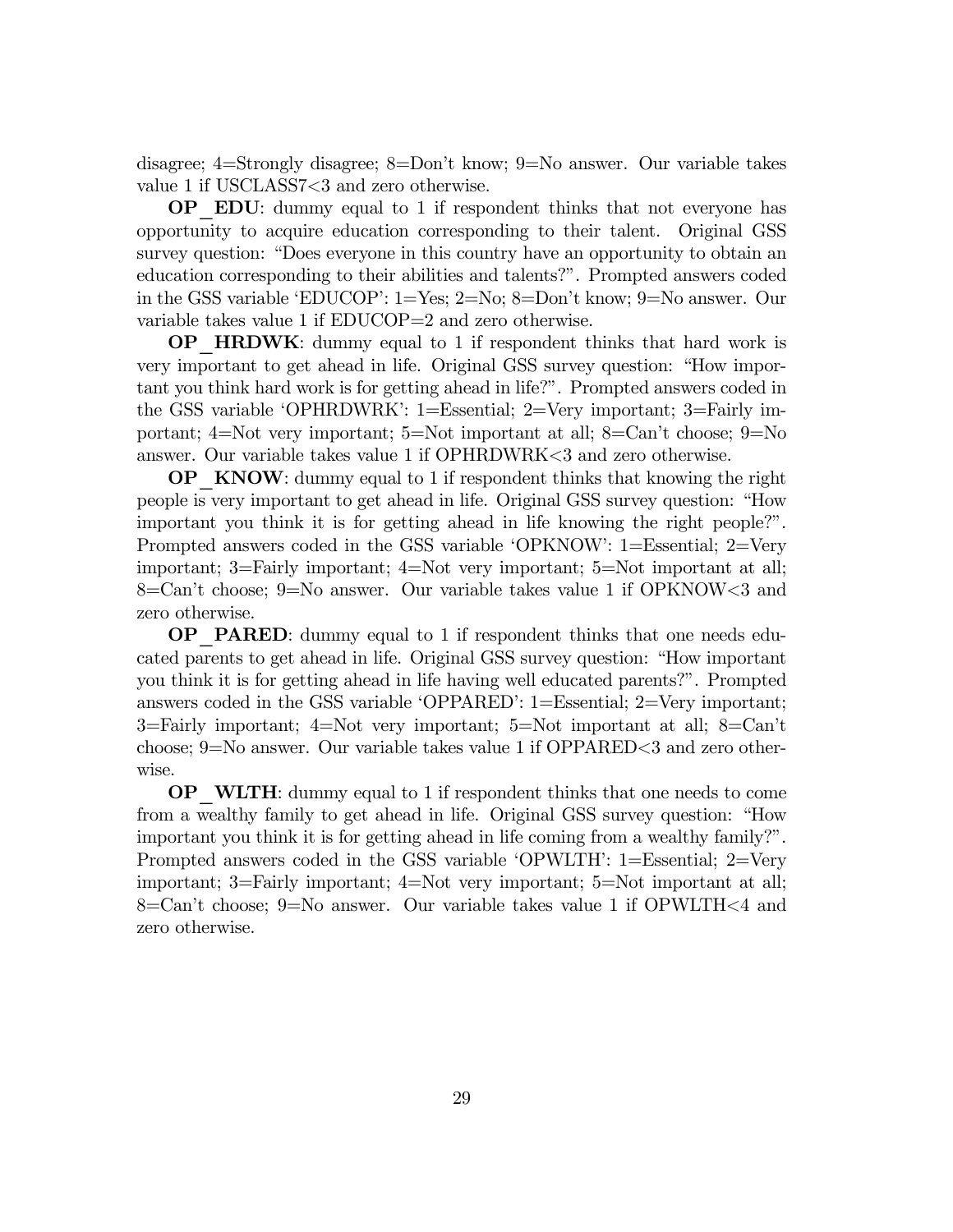disagree; 4=Strongly disagree; 8=Don't know; 9=No answer. Our variable takes value 1 if USCLASS7<3 and zero otherwise.

**OP_EDU**: dummy equal to 1 if respondent thinks that not everyone has opportunity to acquire education corresponding to their talent. Original GSS survey question: "Does everyone in this country have an opportunity to obtain an education corresponding to their abilities and talents?". Prompted answers coded in the GSS variable 'EDUCOP': 1=Yes; 2=No; 8=Don't know; 9=No answer. Our variable takes value 1 if EDUCOP=2 and zero otherwise.

**OP_HRDWK**: dummy equal to 1 if respondent thinks that hard work is very important to get ahead in life. Original GSS survey question: "How important you think hard work is for getting ahead in life?". Prompted answers coded in the GSS variable 'OPHRDWRK': 1=Essential; 2=Very important; 3=Fairly important; 4=Not very important; 5=Not important at all; 8=Can't choose; 9=No answer. Our variable takes value 1 if OPHRDWRK<3 and zero otherwise.

**OP_KNOW**: dummy equal to 1 if respondent thinks that knowing the right people is very important to get ahead in life. Original GSS survey question: "How important you think it is for getting ahead in life knowing the right people?". Prompted answers coded in the GSS variable 'OPKNOW': 1=Essential; 2=Very important; 3=Fairly important; 4=Not very important; 5=Not important at all; 8=Can't choose; 9=No answer. Our variable takes value 1 if OPKNOW<3 and zero otherwise.

**OP_PARED**: dummy equal to 1 if respondent thinks that one needs educated parents to get ahead in life. Original GSS survey question: "How important you think it is for getting ahead in life having well educated parents?". Prompted answers coded in the GSS variable 'OPPARED': 1=Essential; 2=Very important; 3=Fairly important; 4=Not very important; 5=Not important at all; 8=Can't choose; 9=No answer. Our variable takes value 1 if OPPARED<3 and zero otherwise.

**OP_WLTH**: dummy equal to 1 if respondent thinks that one needs to come from a wealthy family to get ahead in life. Original GSS survey question: "How important you think it is for getting ahead in life coming from a wealthy family?". Prompted answers coded in the GSS variable 'OPWLTH': 1=Essential; 2=Very important; 3=Fairly important; 4=Not very important; 5=Not important at all; 8=Can't choose; 9=No answer. Our variable takes value 1 if OPWLTH<4 and zero otherwise.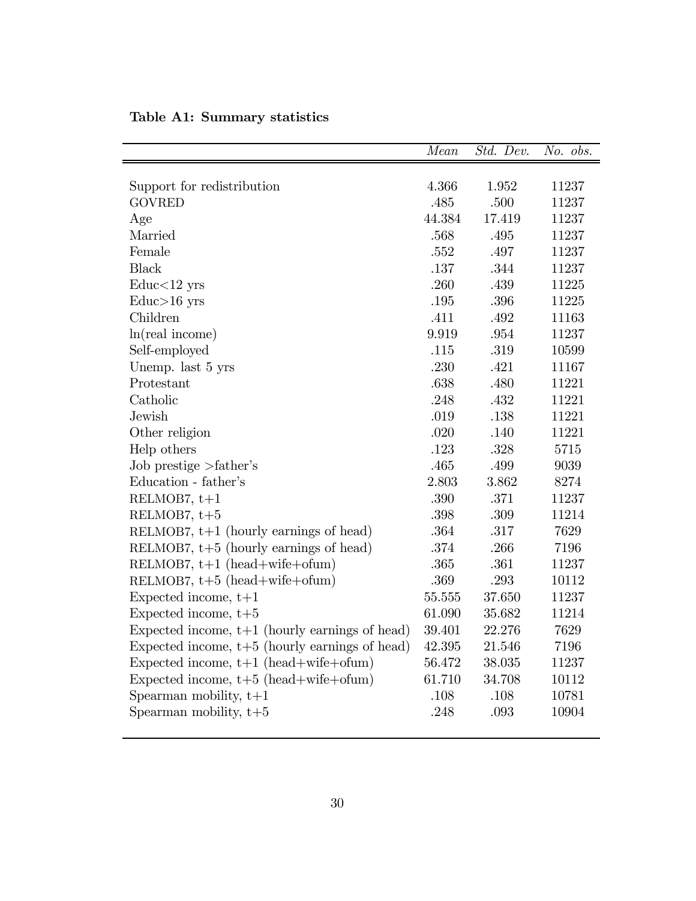**Table A1: Summary statistics**

| | *Mean* | *Std. Dev.* | *No. obs.* |
|---|---|---|---|
| Support for redistribution | 4.366 | 1.952 | 11237 |
| GOVRED | .485 | .500 | 11237 |
| Age | 44.384 | 17.419 | 11237 |
| Married | .568 | .495 | 11237 |
| Female | .552 | .497 | 11237 |
| Black | .137 | .344 | 11237 |
| Educ<12 yrs | .260 | .439 | 11225 |
| Educ>16 yrs | .195 | .396 | 11225 |
| Children | .411 | .492 | 11163 |
| ln(real income) | 9.919 | .954 | 11237 |
| Self-employed | .115 | .319 | 10599 |
| Unemp. last 5 yrs | .230 | .421 | 11167 |
| Protestant | .638 | .480 | 11221 |
| Catholic | .248 | .432 | 11221 |
| Jewish | .019 | .138 | 11221 |
| Other religion | .020 | .140 | 11221 |
| Help others | .123 | .328 | 5715 |
| Job prestige >father's | .465 | .499 | 9039 |
| Education - father's | 2.803 | 3.862 | 8274 |
| RELMOB7, t+1 | .390 | .371 | 11237 |
| RELMOB7, t+5 | .398 | .309 | 11214 |
| RELMOB7, t+1 (hourly earnings of head) | .364 | .317 | 7629 |
| RELMOB7, t+5 (hourly earnings of head) | .374 | .266 | 7196 |
| RELMOB7, t+1 (head+wife+ofum) | .365 | .361 | 11237 |
| RELMOB7, t+5 (head+wife+ofum) | .369 | .293 | 10112 |
| Expected income, t+1 | 55.555 | 37.650 | 11237 |
| Expected income, t+5 | 61.090 | 35.682 | 11214 |
| Expected income, t+1 (hourly earnings of head) | 39.401 | 22.276 | 7629 |
| Expected income, t+5 (hourly earnings of head) | 42.395 | 21.546 | 7196 |
| Expected income, t+1 (head+wife+ofum) | 56.472 | 38.035 | 11237 |
| Expected income, t+5 (head+wife+ofum) | 61.710 | 34.708 | 10112 |
| Spearman mobility, t+1 | .108 | .108 | 10781 |
| Spearman mobility, t+5 | .248 | .093 | 10904 |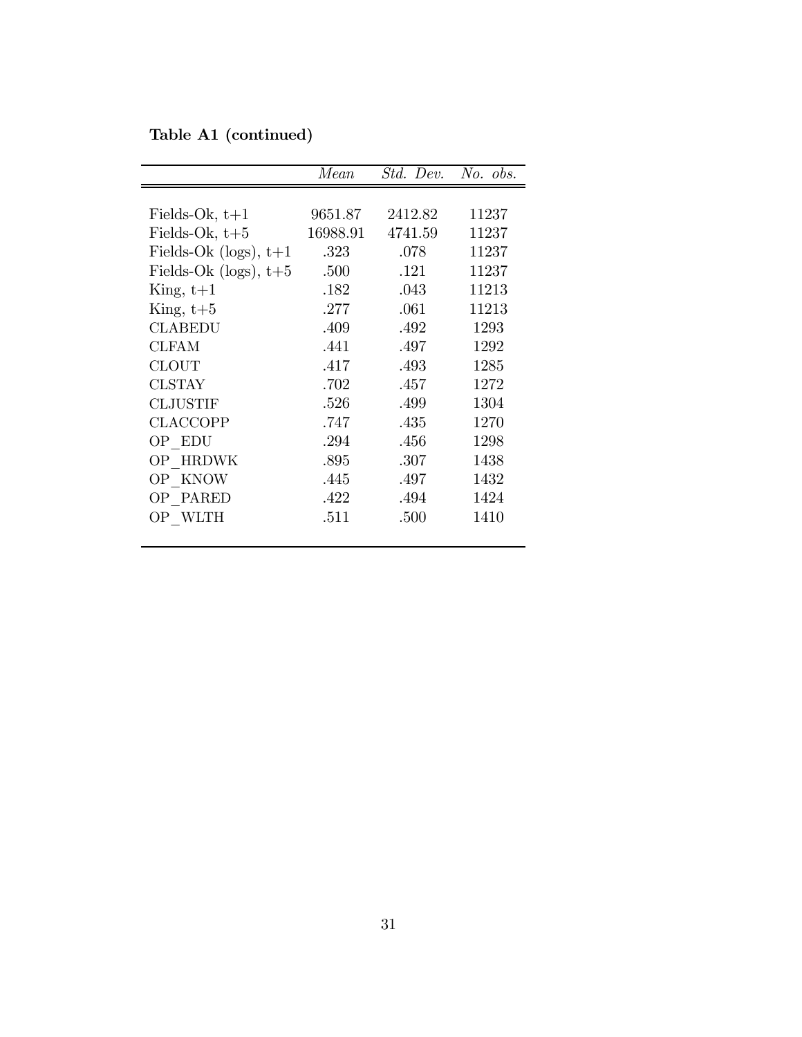**Table A1 (continued)**

| | *Mean* | *Std. Dev.* | *No. obs.* |
|---|---|---|---|
| Fields-Ok, t+1 | 9651.87 | 2412.82 | 11237 |
| Fields-Ok, t+5 | 16988.91 | 4741.59 | 11237 |
| Fields-Ok (logs), t+1 | .323 | .078 | 11237 |
| Fields-Ok (logs), t+5 | .500 | .121 | 11237 |
| King, t+1 | .182 | .043 | 11213 |
| King, t+5 | .277 | .061 | 11213 |
| CLABEDU | .409 | .492 | 1293 |
| CLFAM | .441 | .497 | 1292 |
| CLOUT | .417 | .493 | 1285 |
| CLSTAY | .702 | .457 | 1272 |
| CLJUSTIF | .526 | .499 | 1304 |
| CLACCOPP | .747 | .435 | 1270 |
| OP_EDU | .294 | .456 | 1298 |
| OP_HRDWK | .895 | .307 | 1438 |
| OP_KNOW | .445 | .497 | 1432 |
| OP_PARED | .422 | .494 | 1424 |
| OP_WLTH | .511 | .500 | 1410 |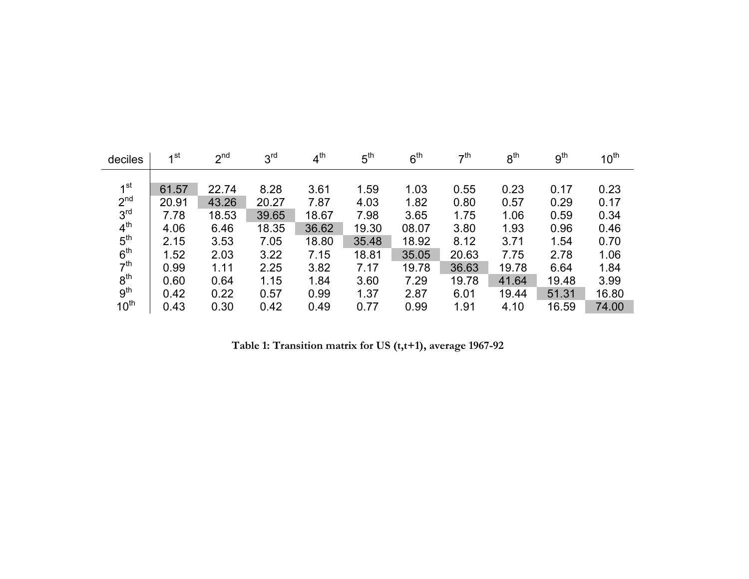| deciles | 1st | 2nd | 3rd | 4th | 5th | 6th | 7th | 8th | 9th | 10th |
|---|---|---|---|---|---|---|---|---|---|---|
| 1st | 61.57 | 22.74 | 8.28 | 3.61 | 1.59 | 1.03 | 0.55 | 0.23 | 0.17 | 0.23 |
| 2nd | 20.91 | 43.26 | 20.27 | 7.87 | 4.03 | 1.82 | 0.80 | 0.57 | 0.29 | 0.17 |
| 3rd | 7.78 | 18.53 | 39.65 | 18.67 | 7.98 | 3.65 | 1.75 | 1.06 | 0.59 | 0.34 |
| 4th | 4.06 | 6.46 | 18.35 | 36.62 | 19.30 | 08.07 | 3.80 | 1.93 | 0.96 | 0.46 |
| 5th | 2.15 | 3.53 | 7.05 | 18.80 | 35.48 | 18.92 | 8.12 | 3.71 | 1.54 | 0.70 |
| 6th | 1.52 | 2.03 | 3.22 | 7.15 | 18.81 | 35.05 | 20.63 | 7.75 | 2.78 | 1.06 |
| 7th | 0.99 | 1.11 | 2.25 | 3.82 | 7.17 | 19.78 | 36.63 | 19.78 | 6.64 | 1.84 |
| 8th | 0.60 | 0.64 | 1.15 | 1.84 | 3.60 | 7.29 | 19.78 | 41.64 | 19.48 | 3.99 |
| 9th | 0.42 | 0.22 | 0.57 | 0.99 | 1.37 | 2.87 | 6.01 | 19.44 | 51.31 | 16.80 |
| 10th | 0.43 | 0.30 | 0.42 | 0.49 | 0.77 | 0.99 | 1.91 | 4.10 | 16.59 | 74.00 |

**Table 1: Transition matrix for US (t,t+1), average 1967-92**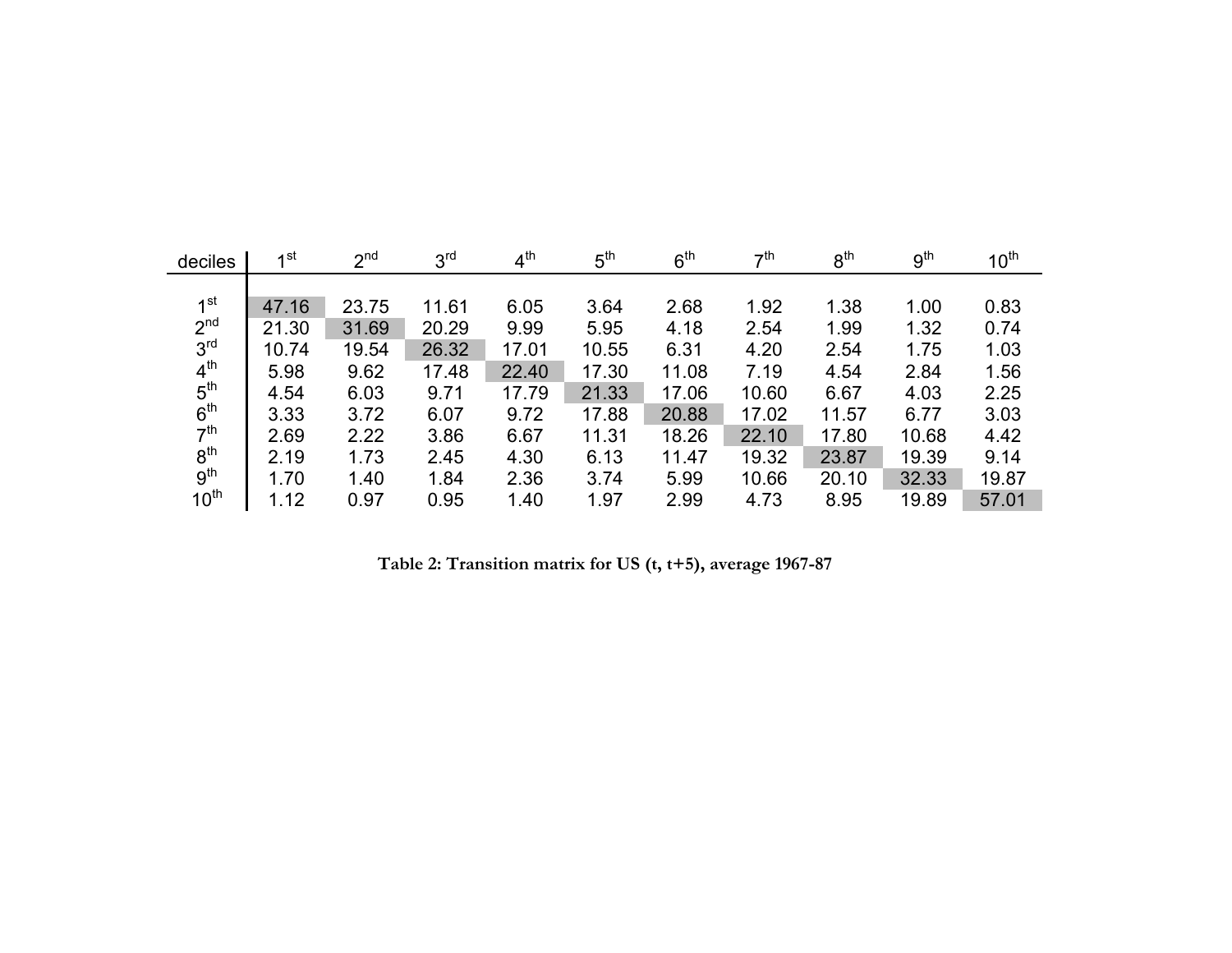| deciles | 1st | 2nd | 3rd | 4th | 5th | 6th | 7th | 8th | 9th | 10th |
|---|---|---|---|---|---|---|---|---|---|---|
| 1st | 47.16 | 23.75 | 11.61 | 6.05 | 3.64 | 2.68 | 1.92 | 1.38 | 1.00 | 0.83 |
| 2nd | 21.30 | 31.69 | 20.29 | 9.99 | 5.95 | 4.18 | 2.54 | 1.99 | 1.32 | 0.74 |
| 3rd | 10.74 | 19.54 | 26.32 | 17.01 | 10.55 | 6.31 | 4.20 | 2.54 | 1.75 | 1.03 |
| 4th | 5.98 | 9.62 | 17.48 | 22.40 | 17.30 | 11.08 | 7.19 | 4.54 | 2.84 | 1.56 |
| 5th | 4.54 | 6.03 | 9.71 | 17.79 | 21.33 | 17.06 | 10.60 | 6.67 | 4.03 | 2.25 |
| 6th | 3.33 | 3.72 | 6.07 | 9.72 | 17.88 | 20.88 | 17.02 | 11.57 | 6.77 | 3.03 |
| 7th | 2.69 | 2.22 | 3.86 | 6.67 | 11.31 | 18.26 | 22.10 | 17.80 | 10.68 | 4.42 |
| 8th | 2.19 | 1.73 | 2.45 | 4.30 | 6.13 | 11.47 | 19.32 | 23.87 | 19.39 | 9.14 |
| 9th | 1.70 | 1.40 | 1.84 | 2.36 | 3.74 | 5.99 | 10.66 | 20.10 | 32.33 | 19.87 |
| 10th | 1.12 | 0.97 | 0.95 | 1.40 | 1.97 | 2.99 | 4.73 | 8.95 | 19.89 | 57.01 |

**Table 2: Transition matrix for US (t, t+5), average 1967-87**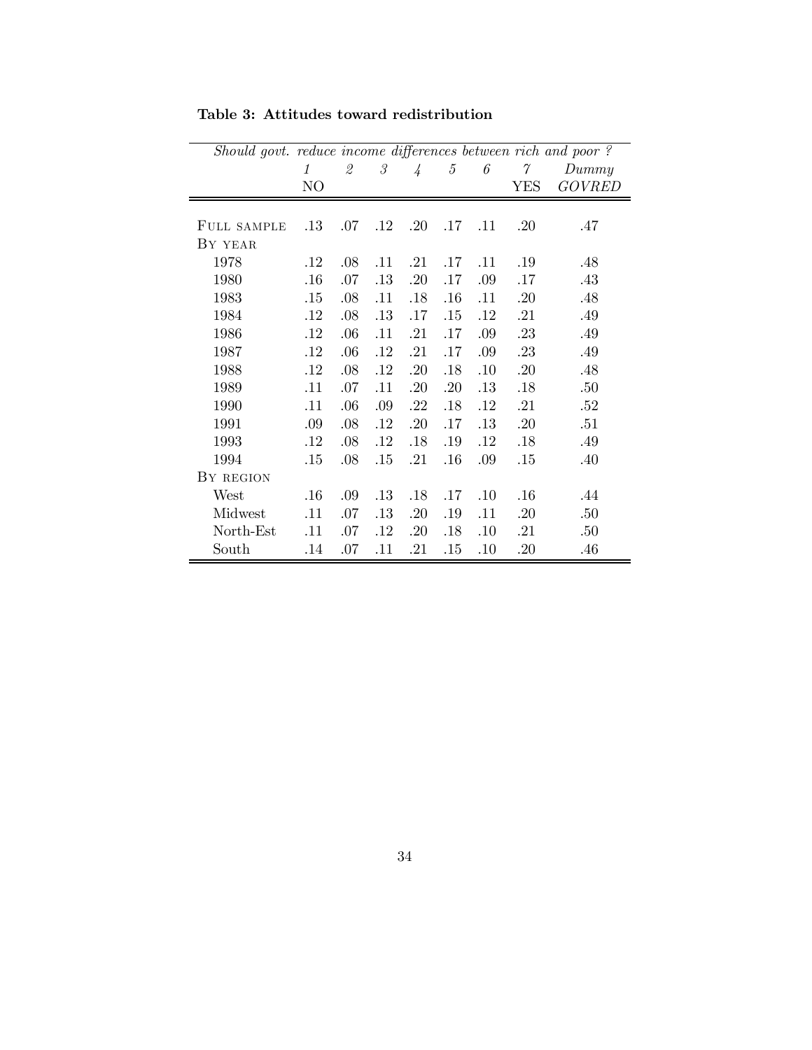**Table 3: Attitudes toward redistribution**

| *Should govt. reduce income differences between rich and poor ?* | | | | | | | | |
|---|---|---|---|---|---|---|---|---|
| | *1* NO | *2* | *3* | *4* | *5* | *6* | *7* YES | *Dummy* *GOVRED* |
| FULL SAMPLE | .13 | .07 | .12 | .20 | .17 | .11 | .20 | .47 |
| BY YEAR | | | | | | | | |
| 1978 | .12 | .08 | .11 | .21 | .17 | .11 | .19 | .48 |
| 1980 | .16 | .07 | .13 | .20 | .17 | .09 | .17 | .43 |
| 1983 | .15 | .08 | .11 | .18 | .16 | .11 | .20 | .48 |
| 1984 | .12 | .08 | .13 | .17 | .15 | .12 | .21 | .49 |
| 1986 | .12 | .06 | .11 | .21 | .17 | .09 | .23 | .49 |
| 1987 | .12 | .06 | .12 | .21 | .17 | .09 | .23 | .49 |
| 1988 | .12 | .08 | .12 | .20 | .18 | .10 | .20 | .48 |
| 1989 | .11 | .07 | .11 | .20 | .20 | .13 | .18 | .50 |
| 1990 | .11 | .06 | .09 | .22 | .18 | .12 | .21 | .52 |
| 1991 | .09 | .08 | .12 | .20 | .17 | .13 | .20 | .51 |
| 1993 | .12 | .08 | .12 | .18 | .19 | .12 | .18 | .49 |
| 1994 | .15 | .08 | .15 | .21 | .16 | .09 | .15 | .40 |
| BY REGION | | | | | | | | |
| West | .16 | .09 | .13 | .18 | .17 | .10 | .16 | .44 |
| Midwest | .11 | .07 | .13 | .20 | .19 | .11 | .20 | .50 |
| North-Est | .11 | .07 | .12 | .20 | .18 | .10 | .21 | .50 |
| South | .14 | .07 | .11 | .21 | .15 | .10 | .20 | .46 |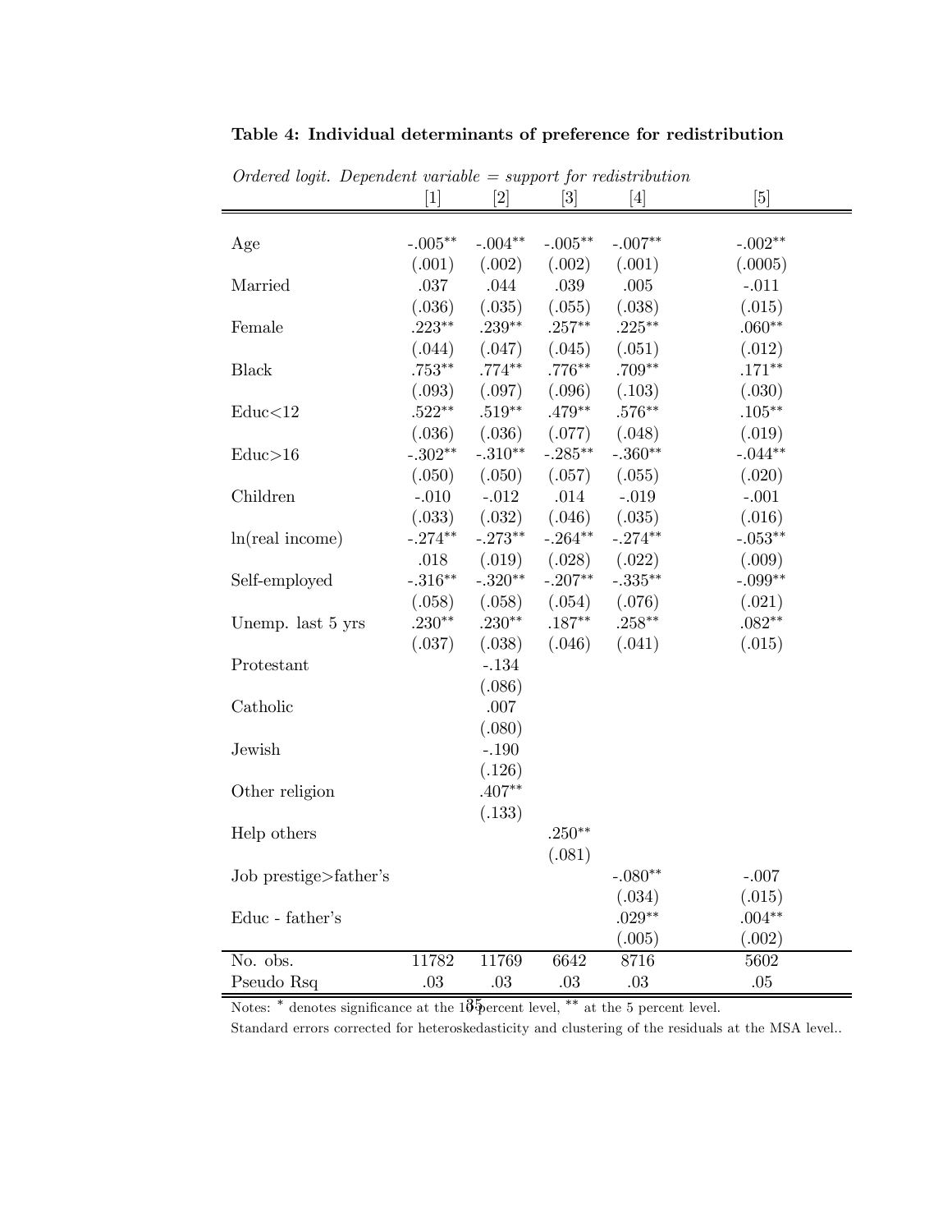**Table 4: Individual determinants of preference for redistribution**

*Ordered logit. Dependent variable = support for redistribution*

| | [1] | [2] | [3] | [4] | [5] |
|---|---|---|---|---|---|
| Age | -.005** | -.004** | -.005** | -.007** | -.002** |
| | (.001) | (.002) | (.002) | (.001) | (.0005) |
| Married | .037 | .044 | .039 | .005 | -.011 |
| | (.036) | (.035) | (.055) | (.038) | (.015) |
| Female | .223** | .239** | .257** | .225** | .060** |
| | (.044) | (.047) | (.045) | (.051) | (.012) |
| Black | .753** | .774** | .776** | .709** | .171** |
| | (.093) | (.097) | (.096) | (.103) | (.030) |
| Educ<12 | .522** | .519** | .479** | .576** | .105** |
| | (.036) | (.036) | (.077) | (.048) | (.019) |
| Educ>16 | -.302** | -.310** | -.285** | -.360** | -.044** |
| | (.050) | (.050) | (.057) | (.055) | (.020) |
| Children | -.010 | -.012 | .014 | -.019 | -.001 |
| | (.033) | (.032) | (.046) | (.035) | (.016) |
| ln(real income) | -.274** | -.273** | -.264** | -.274** | -.053** |
| | .018 | (.019) | (.028) | (.022) | (.009) |
| Self-employed | -.316** | -.320** | -.207** | -.335** | -.099** |
| | (.058) | (.058) | (.054) | (.076) | (.021) |
| Unemp. last 5 yrs | .230** | .230** | .187** | .258** | .082** |
| | (.037) | (.038) | (.046) | (.041) | (.015) |
| Protestant | | -.134 | | | |
| | | (.086) | | | |
| Catholic | | .007 | | | |
| | | (.080) | | | |
| Jewish | | -.190 | | | |
| | | (.126) | | | |
| Other religion | | .407** | | | |
| | | (.133) | | | |
| Help others | | | .250** | | |
| | | | (.081) | | |
| Job prestige>father's | | | | -.080** | -.007 |
| | | | | (.034) | (.015) |
| Educ - father's | | | | .029** | .004** |
| | | | | (.005) | (.002) |
| No. obs. | 11782 | 11769 | 6642 | 8716 | 5602 |
| Pseudo Rsq | .03 | .03 | .03 | .03 | .05 |

Notes: * denotes significance at the 10 percent level, ** at the 5 percent level.

Standard errors corrected for heteroskedasticity and clustering of the residuals at the MSA level..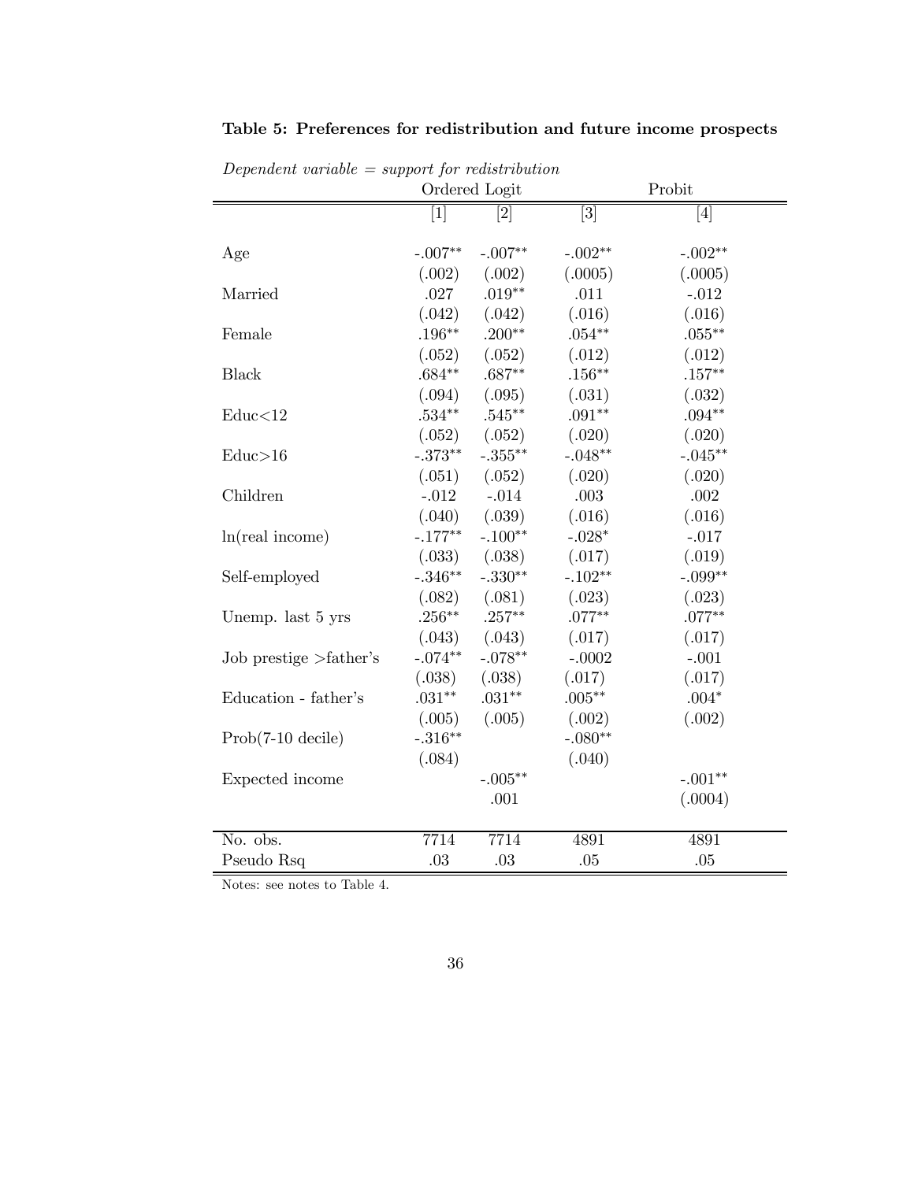**Table 5: Preferences for redistribution and future income prospects**

*Dependent variable = support for redistribution*

| | Ordered Logit | | Probit | |
|---|---|---|---|---|
| | [1] | [2] | [3] | [4] |
| Age | -.007** | -.007** | -.002** | -.002** |
| | (.002) | (.002) | (.0005) | (.0005) |
| Married | .027 | .019** | .011 | -.012 |
| | (.042) | (.042) | (.016) | (.016) |
| Female | .196** | .200** | .054** | .055** |
| | (.052) | (.052) | (.012) | (.012) |
| Black | .684** | .687** | .156** | .157** |
| | (.094) | (.095) | (.031) | (.032) |
| Educ<12 | .534** | .545** | .091** | .094** |
| | (.052) | (.052) | (.020) | (.020) |
| Educ>16 | -.373** | -.355** | -.048** | -.045** |
| | (.051) | (.052) | (.020) | (.020) |
| Children | -.012 | -.014 | .003 | .002 |
| | (.040) | (.039) | (.016) | (.016) |
| ln(real income) | -.177** | -.100** | -.028* | -.017 |
| | (.033) | (.038) | (.017) | (.019) |
| Self-employed | -.346** | -.330** | -.102** | -.099** |
| | (.082) | (.081) | (.023) | (.023) |
| Unemp. last 5 yrs | .256** | .257** | .077** | .077** |
| | (.043) | (.043) | (.017) | (.017) |
| Job prestige >father's | -.074** | -.078** | -.0002 | -.001 |
| | (.038) | (.038) | (.017) | (.017) |
| Education - father's | .031** | .031** | .005** | .004* |
| | (.005) | (.005) | (.002) | (.002) |
| Prob(7-10 decile) | -.316** | | -.080** | |
| | (.084) | | (.040) | |
| Expected income | | -.005** | | -.001** |
| | | .001 | | (.0004) |
| No. obs. | 7714 | 7714 | 4891 | 4891 |
| Pseudo Rsq | .03 | .03 | .05 | .05 |

Notes: see notes to Table 4.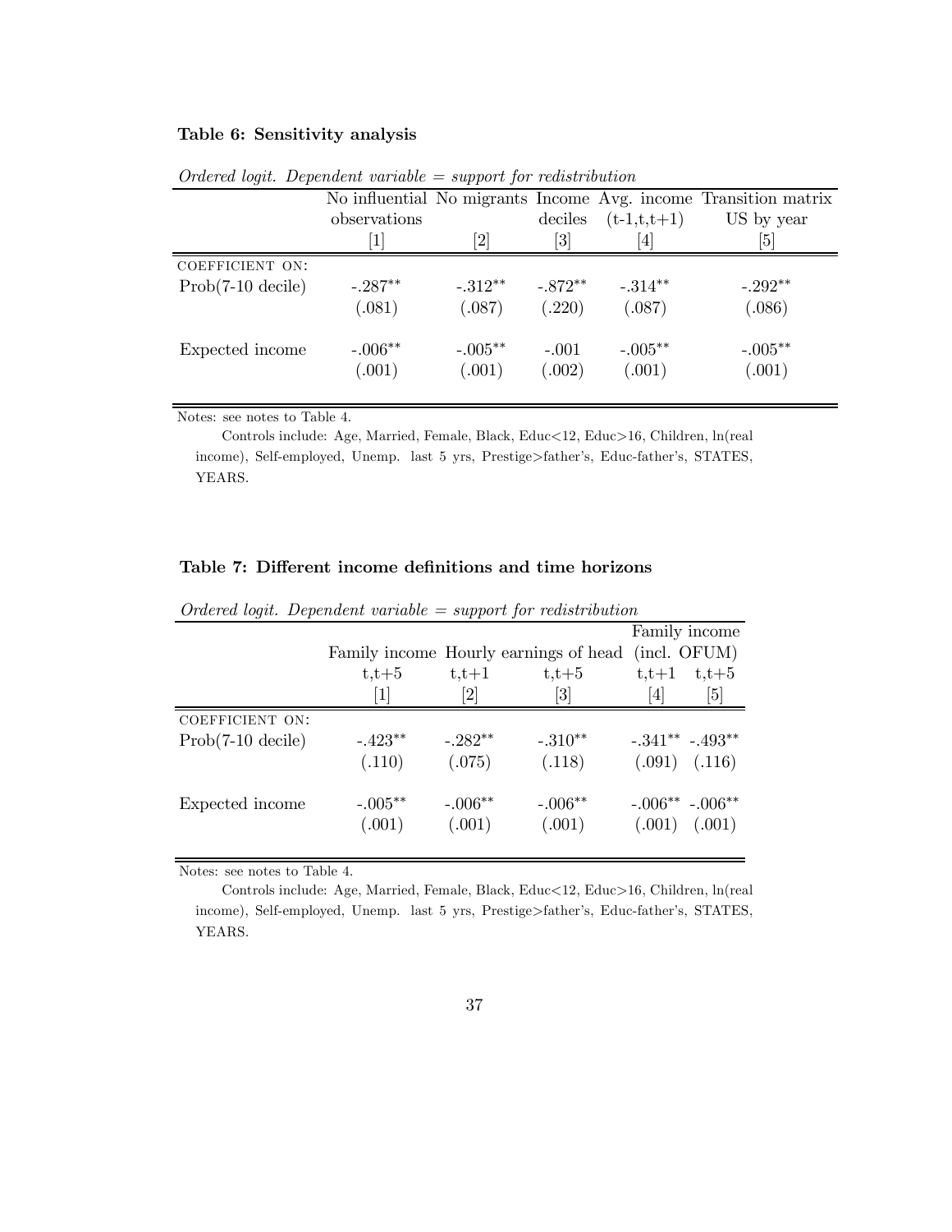**Table 6: Sensitivity analysis**

*Ordered logit. Dependent variable = support for redistribution*

| | No influential observations | No migrants | Income deciles | Avg. income (t-1,t,t+1) | Transition matrix US by year |
|---|---|---|---|---|---|
| | [1] | [2] | [3] | [4] | [5] |
| COEFFICIENT ON: | | | | | |
| Prob(7-10 decile) | -.287** | -.312** | -.872** | -.314** | -.292** |
| | (.081) | (.087) | (.220) | (.087) | (.086) |
| Expected income | -.006** | -.005** | -.001 | -.005** | -.005** |
| | (.001) | (.001) | (.002) | (.001) | (.001) |

Notes: see notes to Table 4.

Controls include: Age, Married, Female, Black, Educ<12, Educ>16, Children, ln(real income), Self-employed, Unemp. last 5 yrs, Prestige>father's, Educ-father's, STATES, YEARS.

**Table 7: Different income definitions and time horizons**

*Ordered logit. Dependent variable = support for redistribution*

| | Family income | Hourly earnings of head | | Family income (incl. OFUM) | |
|---|---|---|---|---|---|
| | t,t+5 | t,t+1 | t,t+5 | t,t+1 | t,t+5 |
| | [1] | [2] | [3] | [4] | [5] |
| COEFFICIENT ON: | | | | | |
| Prob(7-10 decile) | -.423** | -.282** | -.310** | -.341** | -.493** |
| | (.110) | (.075) | (.118) | (.091) | (.116) |
| Expected income | -.005** | -.006** | -.006** | -.006** | -.006** |
| | (.001) | (.001) | (.001) | (.001) | (.001) |

Notes: see notes to Table 4.

Controls include: Age, Married, Female, Black, Educ<12, Educ>16, Children, ln(real income), Self-employed, Unemp. last 5 yrs, Prestige>father's, Educ-father's, STATES, YEARS.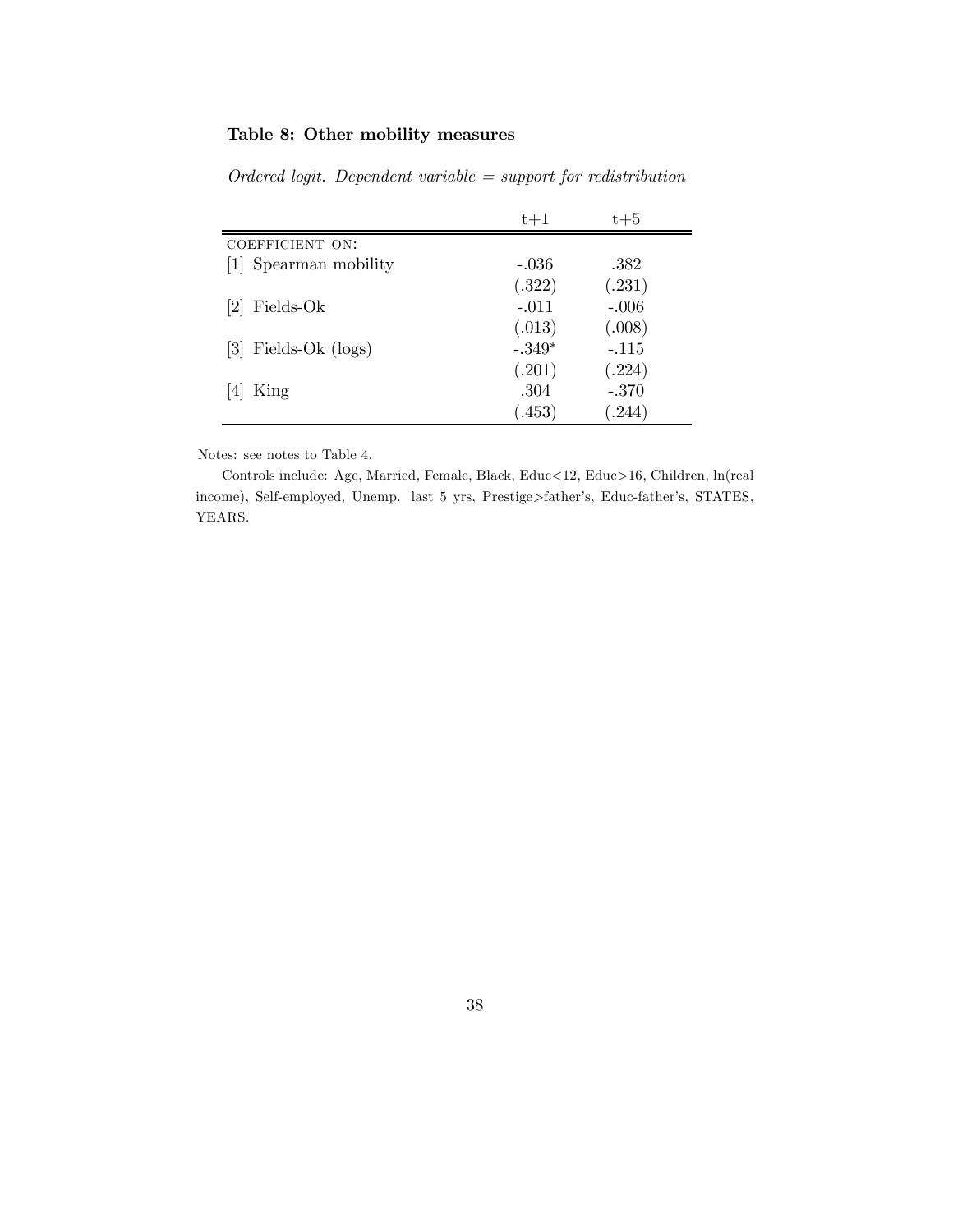**Table 8: Other mobility measures**

*Ordered logit. Dependent variable = support for redistribution*

| | t+1 | t+5 |
|---|---|---|
| COEFFICIENT ON: | | |
| [1] Spearman mobility | -.036 | .382 |
| | (.322) | (.231) |
| [2] Fields-Ok | -.011 | -.006 |
| | (.013) | (.008) |
| [3] Fields-Ok (logs) | -.349* | -.115 |
| | (.201) | (.224) |
| [4] King | .304 | -.370 |
| | (.453) | (.244) |

Notes: see notes to Table 4.

Controls include: Age, Married, Female, Black, Educ<12, Educ>16, Children, ln(real income), Self-employed, Unemp. last 5 yrs, Prestige>father's, Educ-father's, STATES, YEARS.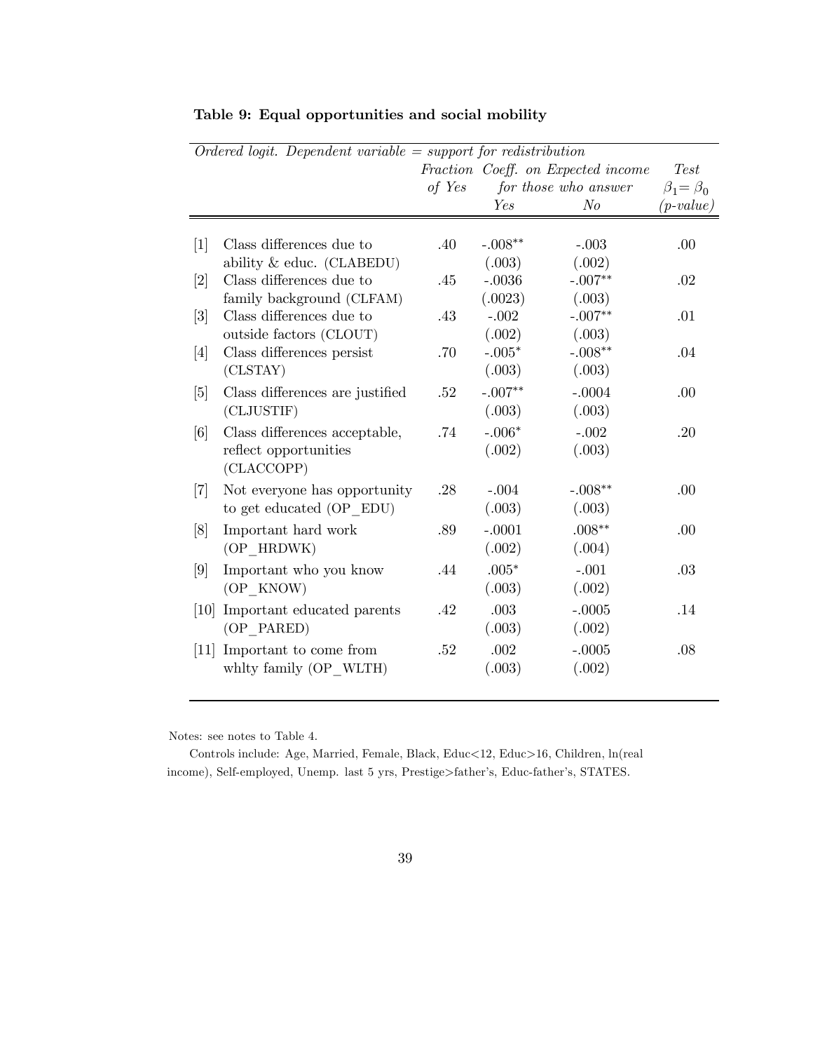**Table 9: Equal opportunities and social mobility**

| *Ordered logit. Dependent variable = support for redistribution* | | | | | |
|---|---|---|---|---|---|
| | | *Fraction of Yes* | *Coeff. on Expected income for those who answer* | | *Test* $\beta_1 = \beta_0$ |
| | | | *Yes* | *No* | *(p-value)* |
| [1] | Class differences due to ability & educ. (CLABEDU) | .40 | -.008** (.003) | -.003 (.002) | .00 |
| [2] | Class differences due to family background (CLFAM) | .45 | -.0036 (.0023) | -.007** (.003) | .02 |
| [3] | Class differences due to outside factors (CLOUT) | .43 | -.002 (.002) | -.007** (.003) | .01 |
| [4] | Class differences persist (CLSTAY) | .70 | -.005* (.003) | -.008** (.003) | .04 |
| [5] | Class differences are justified (CLJUSTIF) | .52 | -.007** (.003) | -.0004 (.003) | .00 |
| [6] | Class differences acceptable, reflect opportunities (CLACCOPP) | .74 | -.006* (.002) | -.002 (.003) | .20 |
| [7] | Not everyone has opportunity to get educated (OP_EDU) | .28 | -.004 (.003) | -.008** (.003) | .00 |
| [8] | Important hard work (OP_HRDWK) | .89 | -.0001 (.002) | .008** (.004) | .00 |
| [9] | Important who you know (OP_KNOW) | .44 | .005* (.003) | -.001 (.002) | .03 |
| [10] | Important educated parents (OP_PARED) | .42 | .003 (.003) | -.0005 (.002) | .14 |
| [11] | Important to come from whlty family (OP_WLTH) | .52 | .002 (.003) | -.0005 (.002) | .08 |

Notes: see notes to Table 4.

Controls include: Age, Married, Female, Black, Educ<12, Educ>16, Children, ln(real income), Self-employed, Unemp. last 5 yrs, Prestige>father's, Educ-father's, STATES.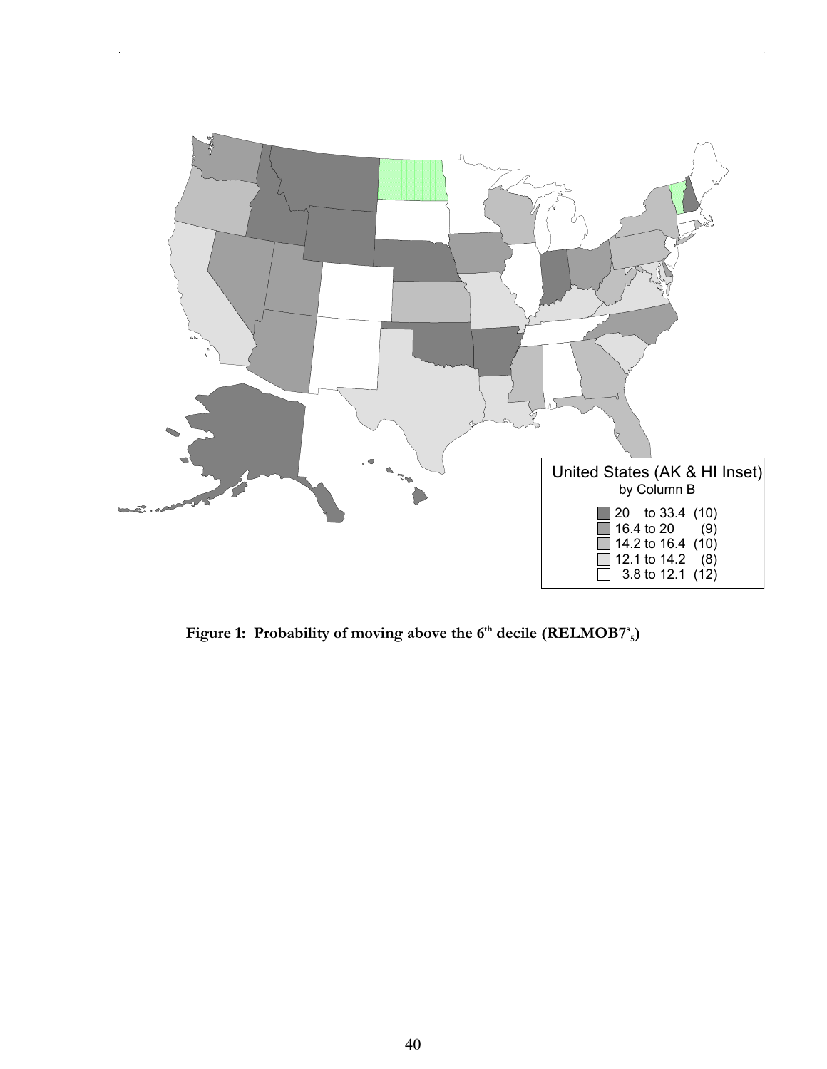United States (AK & HI Inset)
by Column B

- 20 to 33.4 (10)
- 16.4 to 20 (9)
- 14.2 to 16.4 (10)
- 12.1 to 14.2 (8)
- 3.8 to 12.1 (12)

**Figure 1: Probability of moving above the 6$^{th}$ decile (RELMOB7$^{s}_{5}$)**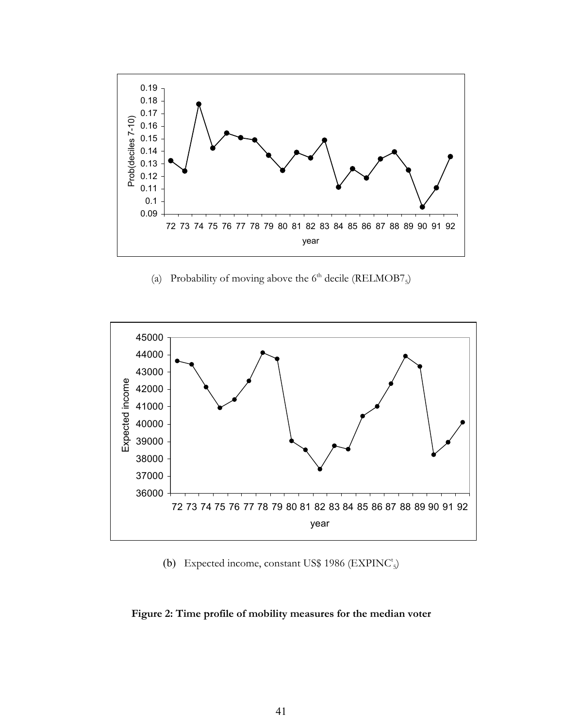0.19
0.18
0.17
0.16
0.15
0.14
0.13
0.12
0.11
0.1
0.09

Prob(deciles 7-10)

72 73 74 75 76 77 78 79 80 81 82 83 84 85 86 87 88 89 90 91 92

year

(a) Probability of moving above the 6[th] decile ($RELMOB7_5$)

45000
44000
43000
42000
41000
40000
39000
38000
37000
36000

Expected income

72 73 74 75 76 77 78 79 80 81 82 83 84 85 86 87 88 89 90 91 92

year

(b) Expected income, constant US$ 1986 ($EXPINC^t_5$)

**Figure 2: Time profile of mobility measures for the median voter**